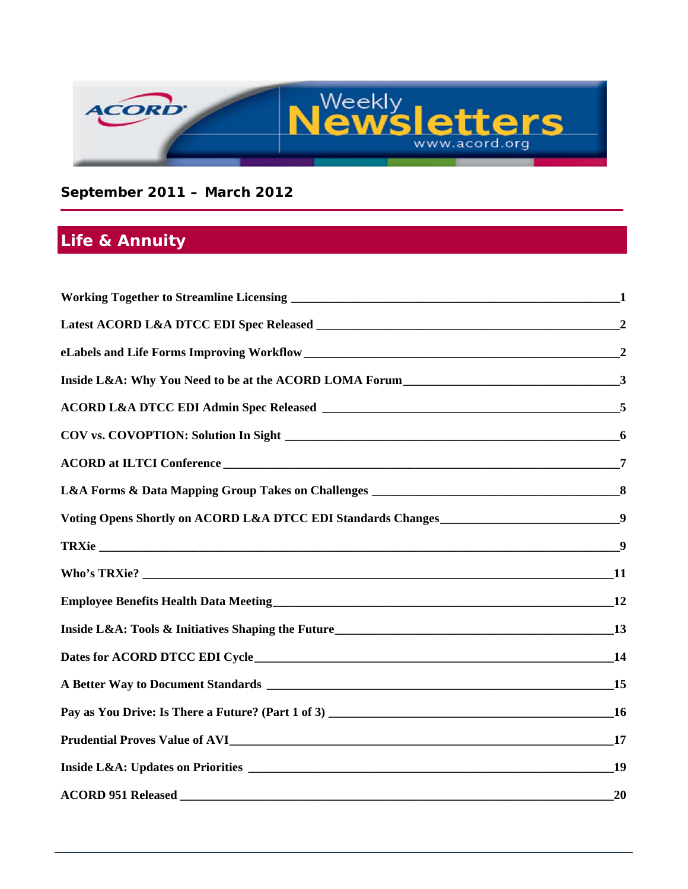# ACORD Weekly Newsletters

www.acord.org

**September 2011 – March 2012**

## Life & Annuity

| | |
|---|---|
| **Working Together to Streamline Licensing** | **1** |
| **Latest ACORD L&A DTCC EDI Spec Released** | **2** |
| **eLabels and Life Forms Improving Workflow** | **2** |
| **Inside L&A: Why You Need to be at the ACORD LOMA Forum** | **3** |
| **ACORD L&A DTCC EDI Admin Spec Released** | **5** |
| **COV vs. COVOPTION: Solution In Sight** | **6** |
| **ACORD at ILTCI Conference** | **7** |
| **L&A Forms & Data Mapping Group Takes on Challenges** | **8** |
| **Voting Opens Shortly on ACORD L&A DTCC EDI Standards Changes** | **9** |
| **TRXie** | **9** |
| **Who's TRXie?** | **11** |
| **Employee Benefits Health Data Meeting** | **12** |
| **Inside L&A: Tools & Initiatives Shaping the Future** | **13** |
| **Dates for ACORD DTCC EDI Cycle** | **14** |
| **A Better Way to Document Standards** | **15** |
| **Pay as You Drive: Is There a Future? (Part 1 of 3)** | **16** |
| **Prudential Proves Value of AVI** | **17** |
| **Inside L&A: Updates on Priorities** | **19** |
| **ACORD 951 Released** | **20** |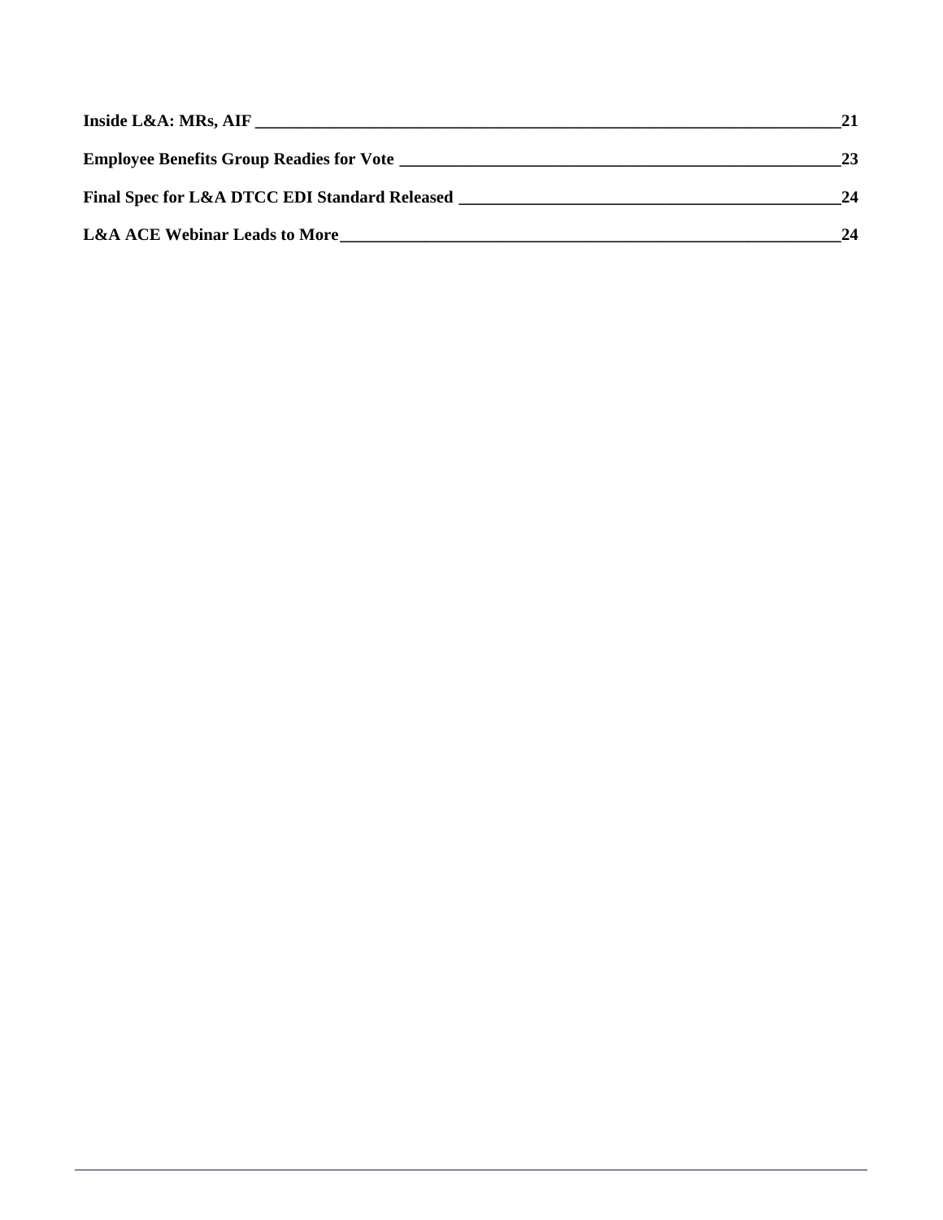**Inside L&A: MRs, AIF** ______________________________________________ **21**

**Employee Benefits Group Readies for Vote** ______________________________ **23**

**Final Spec for L&A DTCC EDI Standard Released** _________________________ **24**

**L&A ACE Webinar Leads to More** _____________________________________ **24**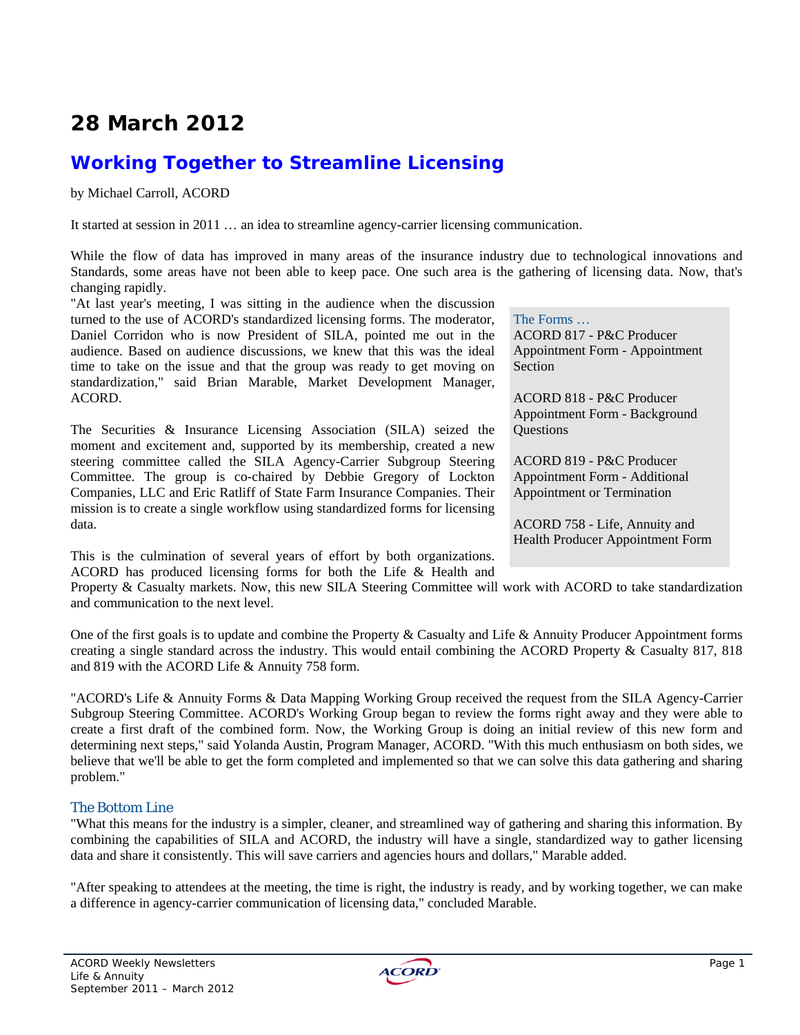# 28 March 2012

## Working Together to Streamline Licensing

by Michael Carroll, ACORD

It started at session in 2011 … an idea to streamline agency-carrier licensing communication.

While the flow of data has improved in many areas of the insurance industry due to technological innovations and Standards, some areas have not been able to keep pace. One such area is the gathering of licensing data. Now, that's changing rapidly.

"At last year's meeting, I was sitting in the audience when the discussion turned to the use of ACORD's standardized licensing forms. The moderator, Daniel Corridon who is now President of SILA, pointed me out in the audience. Based on audience discussions, we knew that this was the ideal time to take on the issue and that the group was ready to get moving on standardization," said Brian Marable, Market Development Manager, ACORD.

The Securities & Insurance Licensing Association (SILA) seized the moment and excitement and, supported by its membership, created a new steering committee called the SILA Agency-Carrier Subgroup Steering Committee. The group is co-chaired by Debbie Gregory of Lockton Companies, LLC and Eric Ratliff of State Farm Insurance Companies. Their mission is to create a single workflow using standardized forms for licensing data.

This is the culmination of several years of effort by both organizations. ACORD has produced licensing forms for both the Life & Health and Property & Casualty markets. Now, this new SILA Steering Committee will work with ACORD to take standardization and communication to the next level.

> The Forms …
>
> ACORD 817 - P&C Producer Appointment Form - Appointment Section
>
> ACORD 818 - P&C Producer Appointment Form - Background Questions
>
> ACORD 819 - P&C Producer Appointment Form - Additional Appointment or Termination
>
> ACORD 758 - Life, Annuity and Health Producer Appointment Form

One of the first goals is to update and combine the Property & Casualty and Life & Annuity Producer Appointment forms creating a single standard across the industry. This would entail combining the ACORD Property & Casualty 817, 818 and 819 with the ACORD Life & Annuity 758 form.

"ACORD's Life & Annuity Forms & Data Mapping Working Group received the request from the SILA Agency-Carrier Subgroup Steering Committee. ACORD's Working Group began to review the forms right away and they were able to create a first draft of the combined form. Now, the Working Group is doing an initial review of this new form and determining next steps," said Yolanda Austin, Program Manager, ACORD. "With this much enthusiasm on both sides, we believe that we'll be able to get the form completed and implemented so that we can solve this data gathering and sharing problem."

### The Bottom Line

"What this means for the industry is a simpler, cleaner, and streamlined way of gathering and sharing this information. By combining the capabilities of SILA and ACORD, the industry will have a single, standardized way to gather licensing data and share it consistently. This will save carriers and agencies hours and dollars," Marable added.

"After speaking to attendees at the meeting, the time is right, the industry is ready, and by working together, we can make a difference in agency-carrier communication of licensing data," concluded Marable.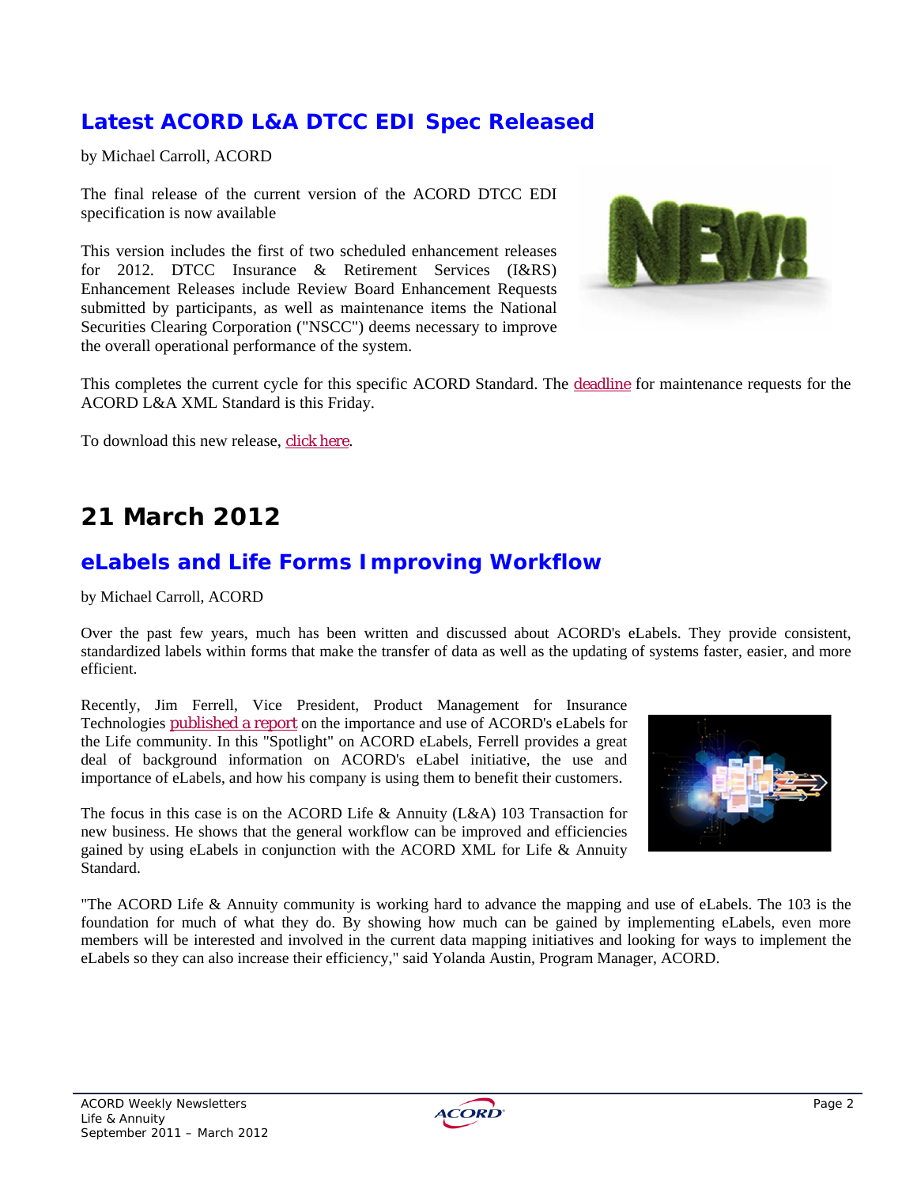## Latest ACORD L&A DTCC EDI Spec Released

by Michael Carroll, ACORD

The final release of the current version of the ACORD DTCC EDI specification is now available

This version includes the first of two scheduled enhancement releases for 2012. DTCC Insurance & Retirement Services (I&RS) Enhancement Releases include Review Board Enhancement Requests submitted by participants, as well as maintenance items the National Securities Clearing Corporation ("NSCC") deems necessary to improve the overall operational performance of the system.

This completes the current cycle for this specific ACORD Standard. The deadline for maintenance requests for the ACORD L&A XML Standard is this Friday.

To download this new release, click here.

# 21 March 2012

## eLabels and Life Forms Improving Workflow

by Michael Carroll, ACORD

Over the past few years, much has been written and discussed about ACORD's eLabels. They provide consistent, standardized labels within forms that make the transfer of data as well as the updating of systems faster, easier, and more efficient.

Recently, Jim Ferrell, Vice President, Product Management for Insurance Technologies published a report on the importance and use of ACORD's eLabels for the Life community. In this "Spotlight" on ACORD eLabels, Ferrell provides a great deal of background information on ACORD's eLabel initiative, the use and importance of eLabels, and how his company is using them to benefit their customers.

The focus in this case is on the ACORD Life & Annuity (L&A) 103 Transaction for new business. He shows that the general workflow can be improved and efficiencies gained by using eLabels in conjunction with the ACORD XML for Life & Annuity Standard.

"The ACORD Life & Annuity community is working hard to advance the mapping and use of eLabels. The 103 is the foundation for much of what they do. By showing how much can be gained by implementing eLabels, even more members will be interested and involved in the current data mapping initiatives and looking for ways to implement the eLabels so they can also increase their efficiency," said Yolanda Austin, Program Manager, ACORD.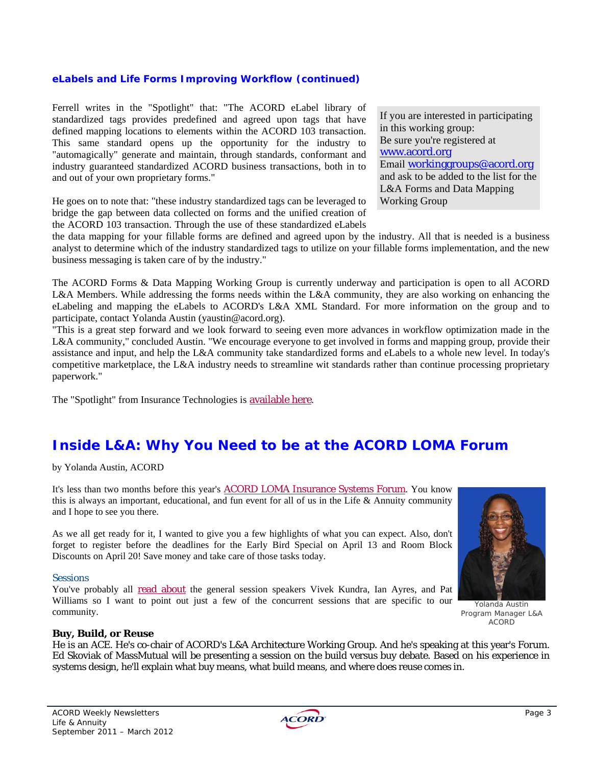### eLabels and Life Forms Improving Workflow (continued)

Ferrell writes in the "Spotlight" that: "The ACORD eLabel library of standardized tags provides predefined and agreed upon tags that have defined mapping locations to elements within the ACORD 103 transaction. This same standard opens up the opportunity for the industry to "automagically" generate and maintain, through standards, conformant and industry guaranteed standardized ACORD business transactions, both in to and out of your own proprietary forms."

He goes on to note that: "these industry standardized tags can be leveraged to bridge the gap between data collected on forms and the unified creation of the ACORD 103 transaction. Through the use of these standardized eLabels the data mapping for your fillable forms are defined and agreed upon by the industry. All that is needed is a business analyst to determine which of the industry standardized tags to utilize on your fillable forms implementation, and the new business messaging is taken care of by the industry."

> If you are interested in participating in this working group:
> Be sure you're registered at www.acord.org
> Email workinggroups@acord.org and ask to be added to the list for the L&A Forms and Data Mapping Working Group

The ACORD Forms & Data Mapping Working Group is currently underway and participation is open to all ACORD L&A Members. While addressing the forms needs within the L&A community, they are also working on enhancing the eLabeling and mapping the eLabels to ACORD's L&A XML Standard. For more information on the group and to participate, contact Yolanda Austin (yaustin@acord.org).

"This is a great step forward and we look forward to seeing even more advances in workflow optimization made in the L&A community," concluded Austin. "We encourage everyone to get involved in forms and mapping group, provide their assistance and input, and help the L&A community take standardized forms and eLabels to a whole new level. In today's competitive marketplace, the L&A industry needs to streamline wit standards rather than continue processing proprietary paperwork."

The "Spotlight" from Insurance Technologies is available here.

## Inside L&A: Why You Need to be at the ACORD LOMA Forum

by Yolanda Austin, ACORD

It's less than two months before this year's ACORD LOMA Insurance Systems Forum. You know this is always an important, educational, and fun event for all of us in the Life & Annuity community and I hope to see you there.

As we all get ready for it, I wanted to give you a few highlights of what you can expect. Also, don't forget to register before the deadlines for the Early Bird Special on April 13 and Room Block Discounts on April 20! Save money and take care of those tasks today.

Yolanda Austin
Program Manager L&A
ACORD

### Sessions

You've probably all read about the general session speakers Vivek Kundra, Ian Ayres, and Pat Williams so I want to point out just a few of the concurrent sessions that are specific to our community.

**Buy, Build, or Reuse**

He is an ACE. He's co-chair of ACORD's L&A Architecture Working Group. And he's speaking at this year's Forum. Ed Skoviak of MassMutual will be presenting a session on the build versus buy debate. Based on his experience in systems design, he'll explain what buy means, what build means, and where does reuse comes in.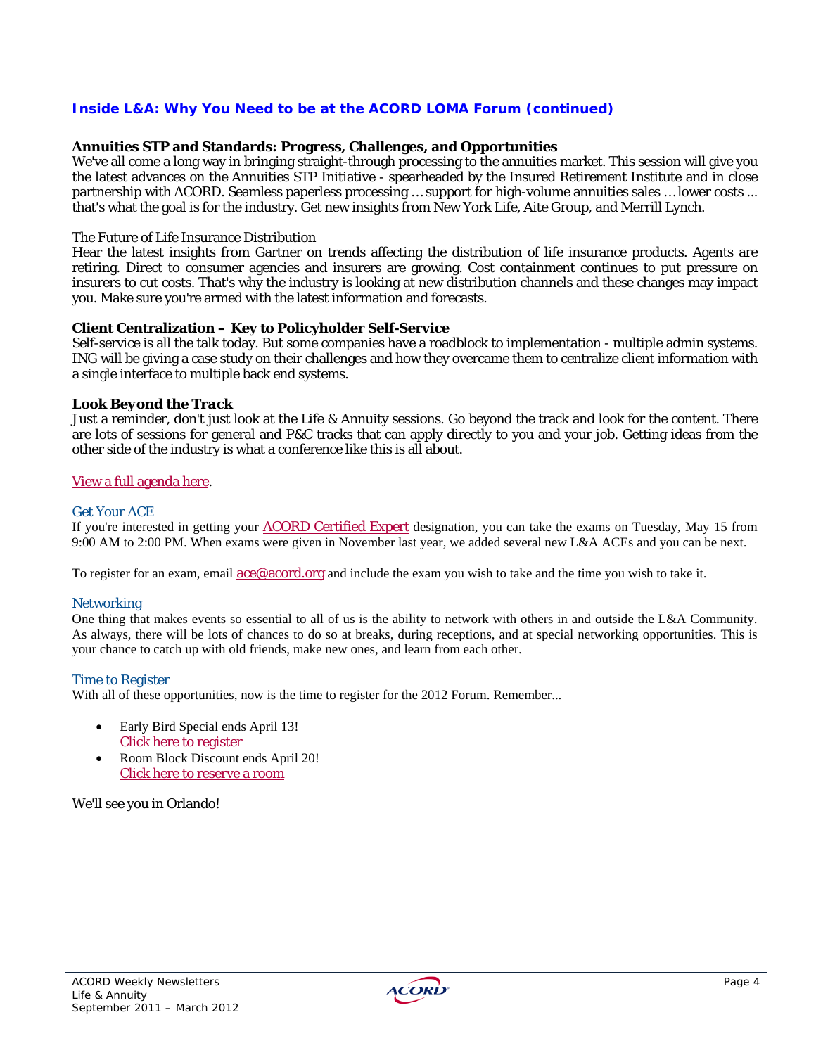## Inside L&A: Why You Need to be at the ACORD LOMA Forum (continued)

**Annuities STP and Standards: Progress, Challenges, and Opportunities**
We've all come a long way in bringing straight-through processing to the annuities market. This session will give you the latest advances on the Annuities STP Initiative - spearheaded by the Insured Retirement Institute and in close partnership with ACORD. Seamless paperless processing … support for high-volume annuities sales … lower costs ... that's what the goal is for the industry. Get new insights from New York Life, Aite Group, and Merrill Lynch.

The Future of Life Insurance Distribution
Hear the latest insights from Gartner on trends affecting the distribution of life insurance products. Agents are retiring. Direct to consumer agencies and insurers are growing. Cost containment continues to put pressure on insurers to cut costs. That's why the industry is looking at new distribution channels and these changes may impact you. Make sure you're armed with the latest information and forecasts.

**Client Centralization – Key to Policyholder Self-Service**
Self-service is all the talk today. But some companies have a roadblock to implementation - multiple admin systems. ING will be giving a case study on their challenges and how they overcame them to centralize client information with a single interface to multiple back end systems.

***Look Beyond the Track***
Just a reminder, don't just look at the Life & Annuity sessions. Go beyond the track and look for the content. There are lots of sessions for general and P&C tracks that can apply directly to you and your job. Getting ideas from the other side of the industry is what a conference like this is all about.

View a full agenda here.

### Get Your ACE

If you're interested in getting your ACORD Certified Expert designation, you can take the exams on Tuesday, May 15 from 9:00 AM to 2:00 PM. When exams were given in November last year, we added several new L&A ACEs and you can be next.

To register for an exam, email ace@acord.org and include the exam you wish to take and the time you wish to take it.

### Networking

One thing that makes events so essential to all of us is the ability to network with others in and outside the L&A Community. As always, there will be lots of chances to do so at breaks, during receptions, and at special networking opportunities. This is your chance to catch up with old friends, make new ones, and learn from each other.

### Time to Register

With all of these opportunities, now is the time to register for the 2012 Forum. Remember...

- Early Bird Special ends April 13!
  Click here to register
- Room Block Discount ends April 20!
  Click here to reserve a room

We'll see you in Orlando!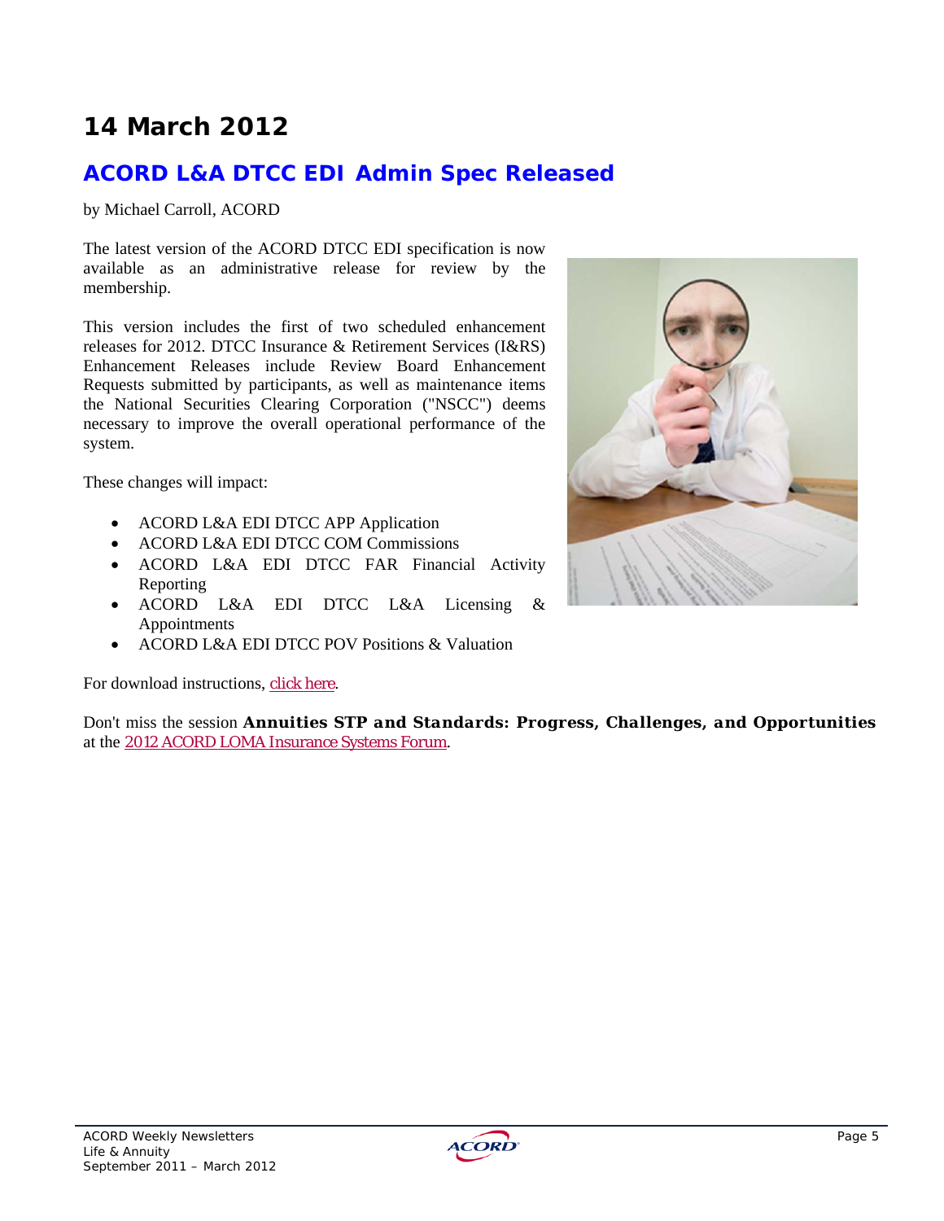# 14 March 2012

## ACORD L&A DTCC EDI Admin Spec Released

by Michael Carroll, ACORD

The latest version of the ACORD DTCC EDI specification is now available as an administrative release for review by the membership.

This version includes the first of two scheduled enhancement releases for 2012. DTCC Insurance & Retirement Services (I&RS) Enhancement Releases include Review Board Enhancement Requests submitted by participants, as well as maintenance items the National Securities Clearing Corporation ("NSCC") deems necessary to improve the overall operational performance of the system.

These changes will impact:

- ACORD L&A EDI DTCC APP Application
- ACORD L&A EDI DTCC COM Commissions
- ACORD L&A EDI DTCC FAR Financial Activity Reporting
- ACORD L&A EDI DTCC L&A Licensing & Appointments
- ACORD L&A EDI DTCC POV Positions & Valuation

For download instructions, click here.

Don't miss the session **Annuities STP and Standards: Progress, Challenges, and Opportunities** at the 2012 ACORD LOMA Insurance Systems Forum.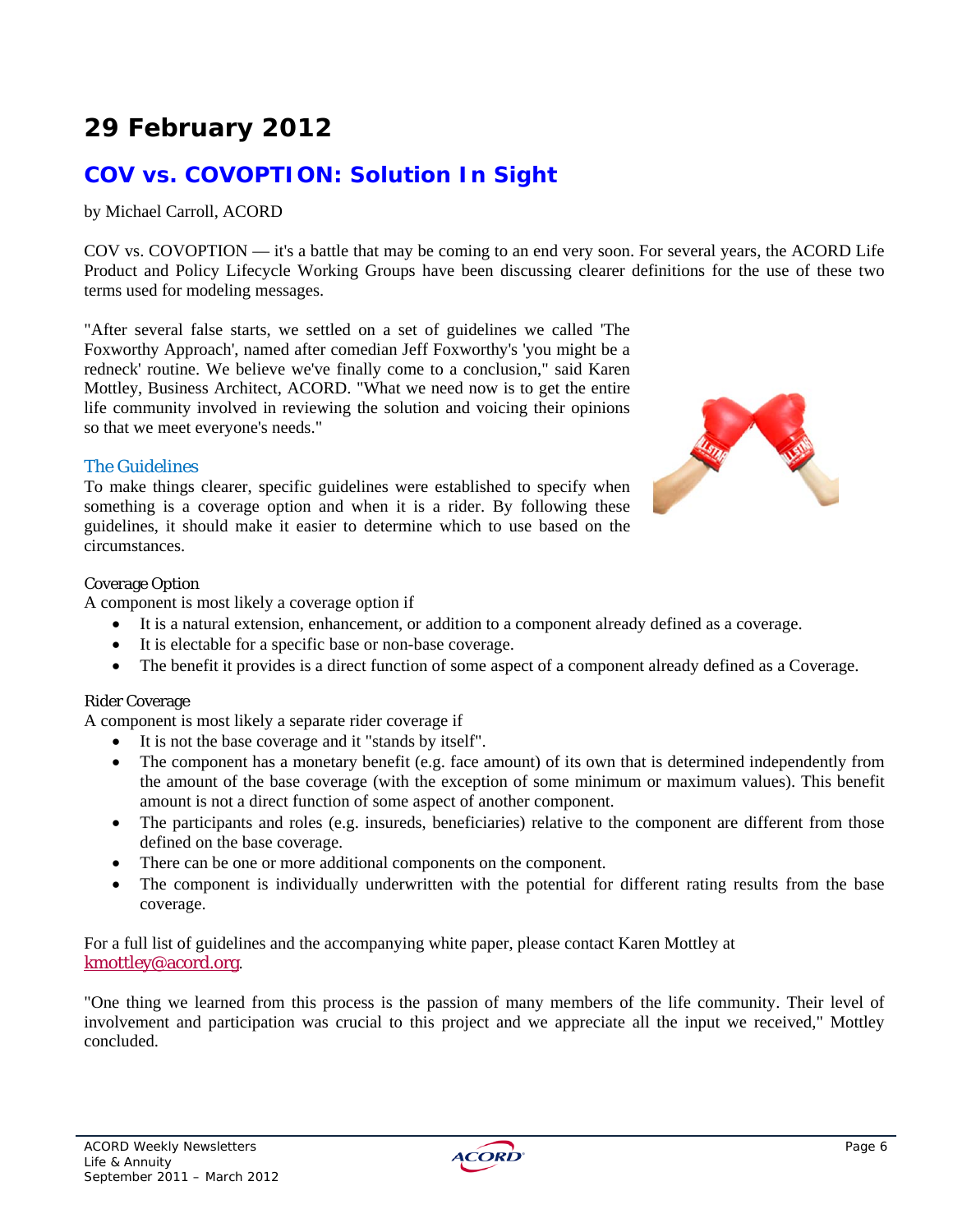# 29 February 2012

## COV vs. COVOPTION: Solution In Sight

by Michael Carroll, ACORD

COV vs. COVOPTION — it's a battle that may be coming to an end very soon. For several years, the ACORD Life Product and Policy Lifecycle Working Groups have been discussing clearer definitions for the use of these two terms used for modeling messages.

"After several false starts, we settled on a set of guidelines we called 'The Foxworthy Approach', named after comedian Jeff Foxworthy's 'you might be a redneck' routine. We believe we've finally come to a conclusion," said Karen Mottley, Business Architect, ACORD. "What we need now is to get the entire life community involved in reviewing the solution and voicing their opinions so that we meet everyone's needs."

### The Guidelines

To make things clearer, specific guidelines were established to specify when something is a coverage option and when it is a rider. By following these guidelines, it should make it easier to determine which to use based on the circumstances.

#### Coverage Option

A component is most likely a coverage option if

- It is a natural extension, enhancement, or addition to a component already defined as a coverage.
- It is electable for a specific base or non-base coverage.
- The benefit it provides is a direct function of some aspect of a component already defined as a Coverage.

#### Rider Coverage

A component is most likely a separate rider coverage if

- It is not the base coverage and it "stands by itself".
- The component has a monetary benefit (e.g. face amount) of its own that is determined independently from the amount of the base coverage (with the exception of some minimum or maximum values). This benefit amount is not a direct function of some aspect of another component.
- The participants and roles (e.g. insureds, beneficiaries) relative to the component are different from those defined on the base coverage.
- There can be one or more additional components on the component.
- The component is individually underwritten with the potential for different rating results from the base coverage.

For a full list of guidelines and the accompanying white paper, please contact Karen Mottley at kmottley@acord.org.

"One thing we learned from this process is the passion of many members of the life community. Their level of involvement and participation was crucial to this project and we appreciate all the input we received," Mottley concluded.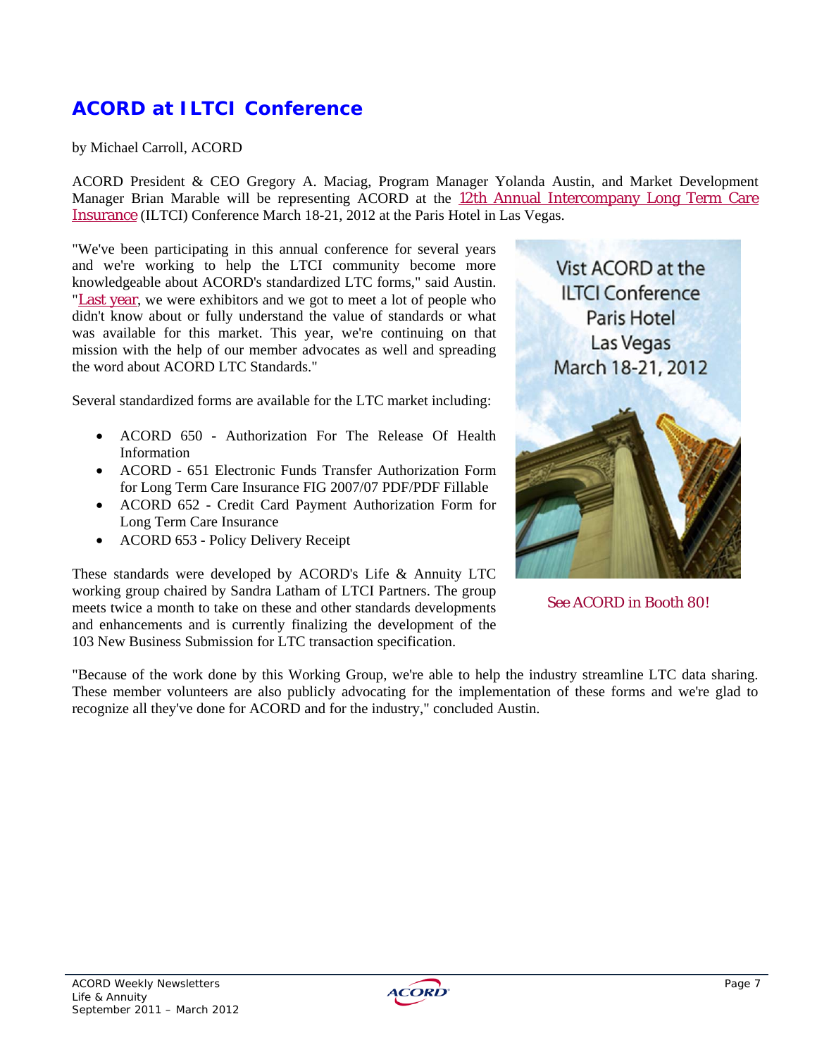## ACORD at ILTCI Conference

by Michael Carroll, ACORD

ACORD President & CEO Gregory A. Maciag, Program Manager Yolanda Austin, and Market Development Manager Brian Marable will be representing ACORD at the 12th Annual Intercompany Long Term Care Insurance (ILTCI) Conference March 18-21, 2012 at the Paris Hotel in Las Vegas.

"We've been participating in this annual conference for several years and we're working to help the LTCI community become more knowledgeable about ACORD's standardized LTC forms," said Austin. "Last year, we were exhibitors and we got to meet a lot of people who didn't know about or fully understand the value of standards or what was available for this market. This year, we're continuing on that mission with the help of our member advocates as well and spreading the word about ACORD LTC Standards."

Several standardized forms are available for the LTC market including:

- ACORD 650 - Authorization For The Release Of Health Information
- ACORD - 651 Electronic Funds Transfer Authorization Form for Long Term Care Insurance FIG 2007/07 PDF/PDF Fillable
- ACORD 652 - Credit Card Payment Authorization Form for Long Term Care Insurance
- ACORD 653 - Policy Delivery Receipt

These standards were developed by ACORD's Life & Annuity LTC working group chaired by Sandra Latham of LTCI Partners. The group meets twice a month to take on these and other standards developments and enhancements and is currently finalizing the development of the 103 New Business Submission for LTC transaction specification.

Vist ACORD at the ILTCI Conference Paris Hotel Las Vegas March 18-21, 2012

See ACORD in Booth 80!

"Because of the work done by this Working Group, we're able to help the industry streamline LTC data sharing. These member volunteers are also publicly advocating for the implementation of these forms and we're glad to recognize all they've done for ACORD and for the industry," concluded Austin.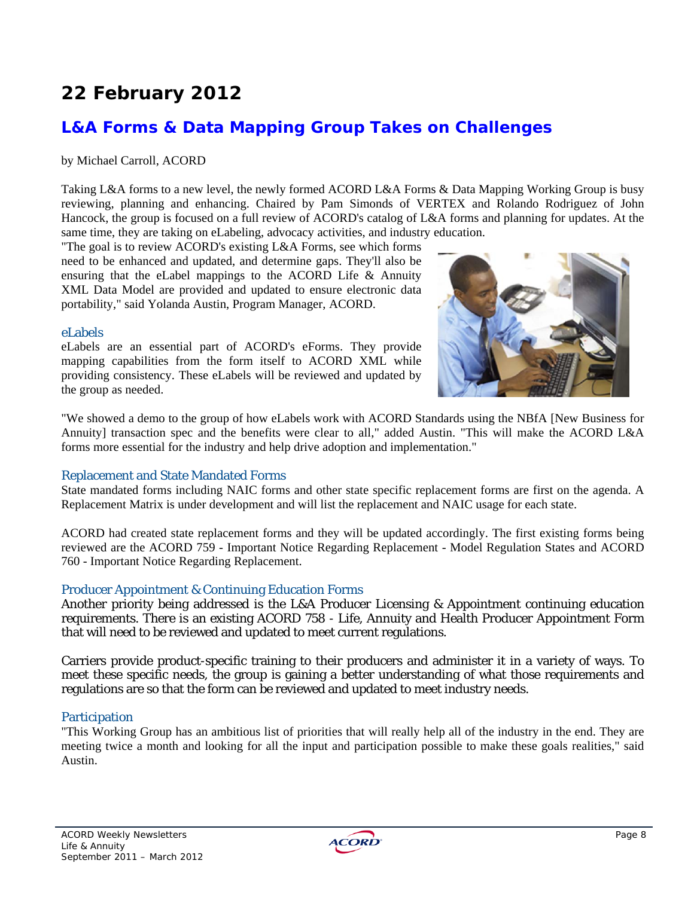# 22 February 2012

## L&A Forms & Data Mapping Group Takes on Challenges

by Michael Carroll, ACORD

Taking L&A forms to a new level, the newly formed ACORD L&A Forms & Data Mapping Working Group is busy reviewing, planning and enhancing. Chaired by Pam Simonds of VERTEX and Rolando Rodriguez of John Hancock, the group is focused on a full review of ACORD's catalog of L&A forms and planning for updates. At the same time, they are taking on eLabeling, advocacy activities, and industry education.

"The goal is to review ACORD's existing L&A Forms, see which forms need to be enhanced and updated, and determine gaps. They'll also be ensuring that the eLabel mappings to the ACORD Life & Annuity XML Data Model are provided and updated to ensure electronic data portability," said Yolanda Austin, Program Manager, ACORD.

### eLabels

eLabels are an essential part of ACORD's eForms. They provide mapping capabilities from the form itself to ACORD XML while providing consistency. These eLabels will be reviewed and updated by the group as needed.

"We showed a demo to the group of how eLabels work with ACORD Standards using the NBfA [New Business for Annuity] transaction spec and the benefits were clear to all," added Austin. "This will make the ACORD L&A forms more essential for the industry and help drive adoption and implementation."

### Replacement and State Mandated Forms

State mandated forms including NAIC forms and other state specific replacement forms are first on the agenda. A Replacement Matrix is under development and will list the replacement and NAIC usage for each state.

ACORD had created state replacement forms and they will be updated accordingly. The first existing forms being reviewed are the ACORD 759 - Important Notice Regarding Replacement - Model Regulation States and ACORD 760 - Important Notice Regarding Replacement.

### Producer Appointment & Continuing Education Forms

Another priority being addressed is the L&A Producer Licensing & Appointment continuing education requirements. There is an existing ACORD 758 - Life, Annuity and Health Producer Appointment Form that will need to be reviewed and updated to meet current regulations.

Carriers provide product-specific training to their producers and administer it in a variety of ways. To meet these specific needs, the group is gaining a better understanding of what those requirements and regulations are so that the form can be reviewed and updated to meet industry needs.

### Participation

"This Working Group has an ambitious list of priorities that will really help all of the industry in the end. They are meeting twice a month and looking for all the input and participation possible to make these goals realities," said Austin.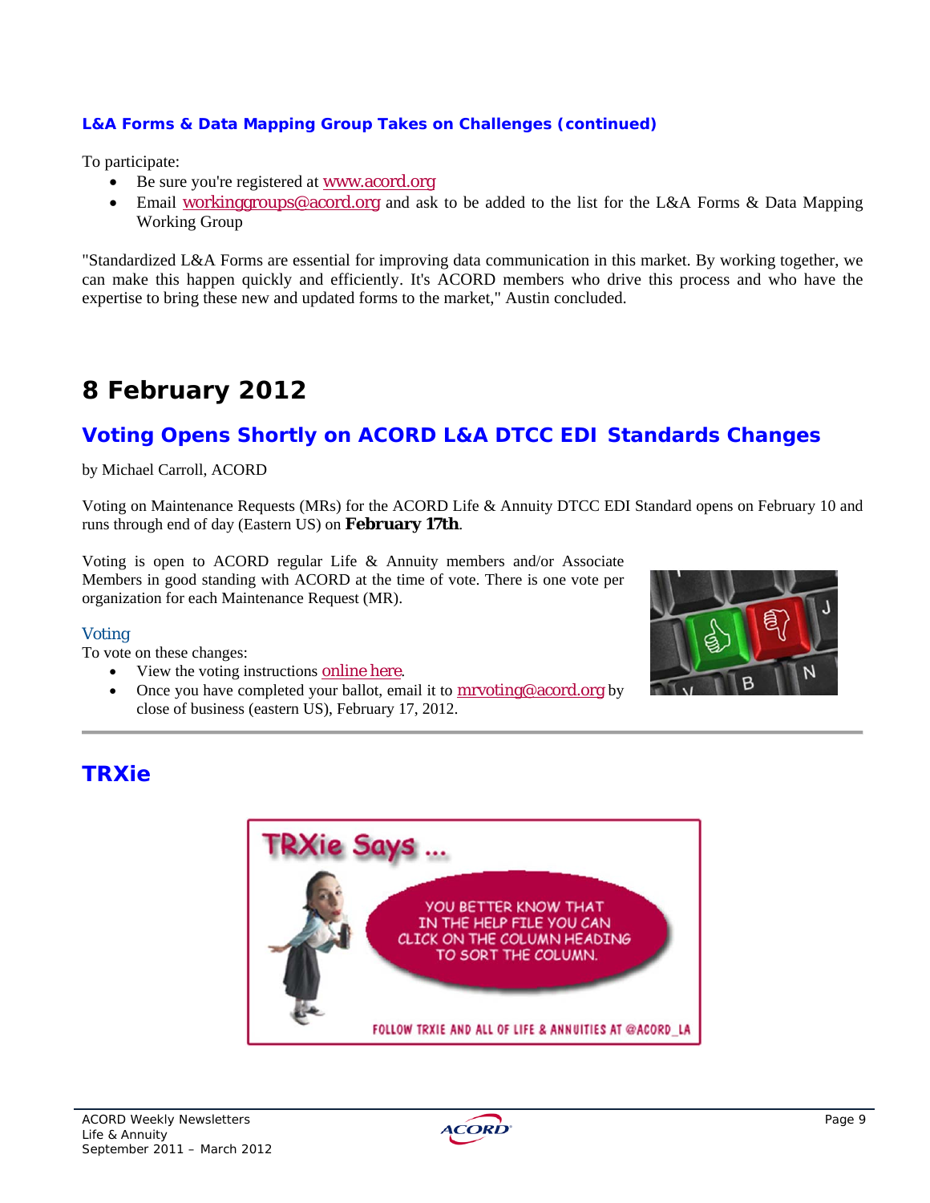### L&A Forms & Data Mapping Group Takes on Challenges (continued)

To participate:

- Be sure you're registered at www.acord.org
- Email workinggroups@acord.org and ask to be added to the list for the L&A Forms & Data Mapping Working Group

"Standardized L&A Forms are essential for improving data communication in this market. By working together, we can make this happen quickly and efficiently. It's ACORD members who drive this process and who have the expertise to bring these new and updated forms to the market," Austin concluded.

# 8 February 2012

## Voting Opens Shortly on ACORD L&A DTCC EDI Standards Changes

by Michael Carroll, ACORD

Voting on Maintenance Requests (MRs) for the ACORD Life & Annuity DTCC EDI Standard opens on February 10 and runs through end of day (Eastern US) on **February 17th**.

Voting is open to ACORD regular Life & Annuity members and/or Associate Members in good standing with ACORD at the time of vote. There is one vote per organization for each Maintenance Request (MR).

### Voting

To vote on these changes:

- View the voting instructions online here.
- Once you have completed your ballot, email it to mrvoting@acord.org by close of business (eastern US), February 17, 2012.

## TRXie

TRXie Says ...

YOU BETTER KNOW THAT IN THE HELP FILE YOU CAN CLICK ON THE COLUMN HEADING TO SORT THE COLUMN.

FOLLOW TRXIE AND ALL OF LIFE & ANNUITIES AT @ACORD_LA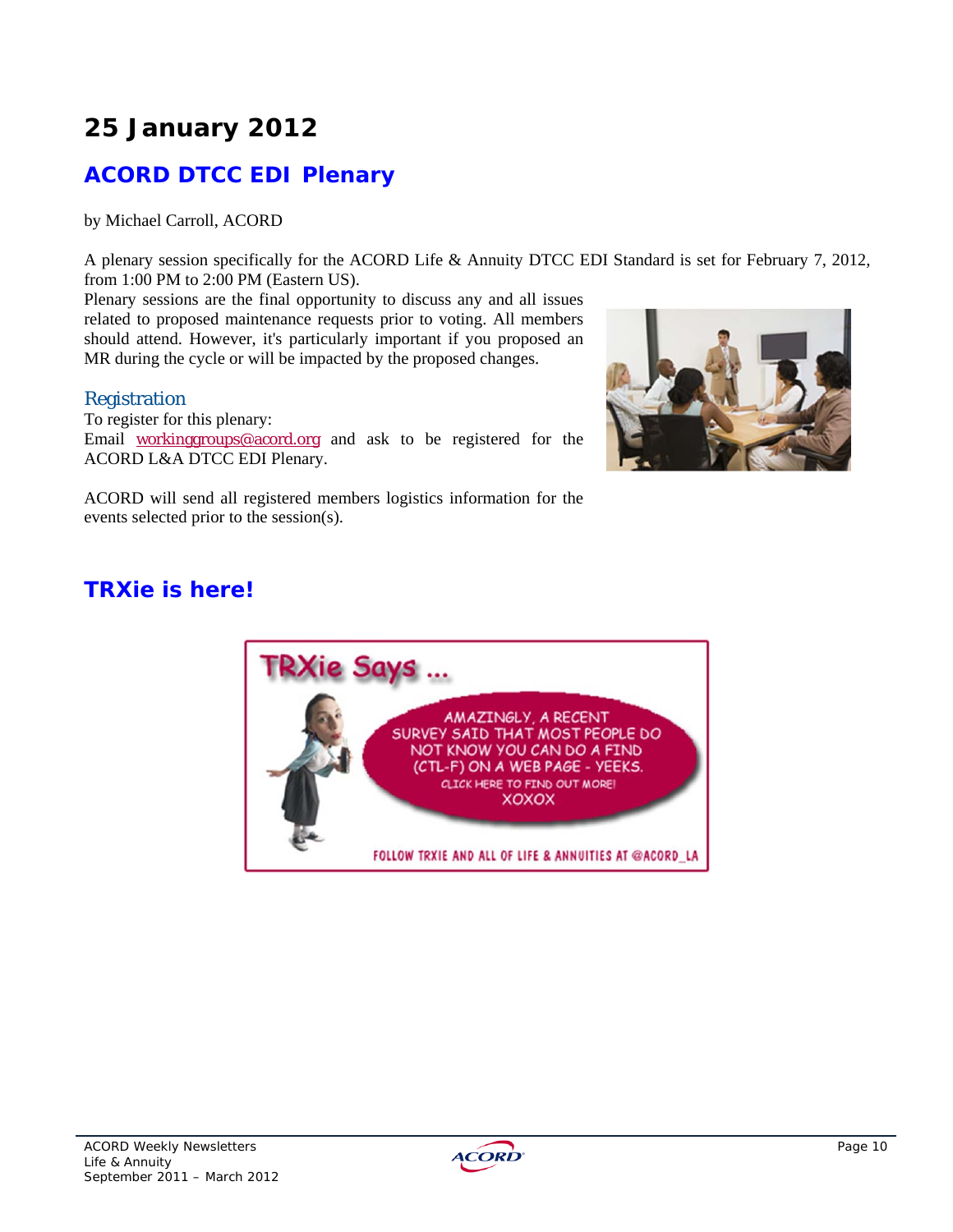# 25 January 2012

## ACORD DTCC EDI Plenary

by Michael Carroll, ACORD

A plenary session specifically for the ACORD Life & Annuity DTCC EDI Standard is set for February 7, 2012, from 1:00 PM to 2:00 PM (Eastern US).

Plenary sessions are the final opportunity to discuss any and all issues related to proposed maintenance requests prior to voting. All members should attend. However, it's particularly important if you proposed an MR during the cycle or will be impacted by the proposed changes.

### Registration

To register for this plenary:

Email workinggroups@acord.org and ask to be registered for the ACORD L&A DTCC EDI Plenary.

ACORD will send all registered members logistics information for the events selected prior to the session(s).

## TRXie is here!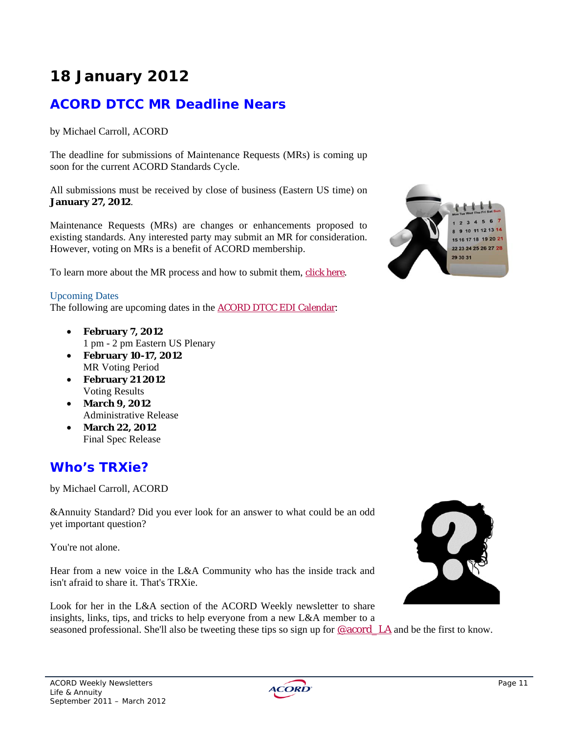# 18 January 2012

## ACORD DTCC MR Deadline Nears

by Michael Carroll, ACORD

The deadline for submissions of Maintenance Requests (MRs) is coming up soon for the current ACORD Standards Cycle.

All submissions must be received by close of business (Eastern US time) on **January 27, 2012**.

Maintenance Requests (MRs) are changes or enhancements proposed to existing standards. Any interested party may submit an MR for consideration. However, voting on MRs is a benefit of ACORD membership.

To learn more about the MR process and how to submit them, click here.

Upcoming Dates

The following are upcoming dates in the ACORD DTCC EDI Calendar:

- **February 7, 2012**
  1 pm - 2 pm Eastern US Plenary
- **February 10-17, 2012**
  MR Voting Period
- **February 21 2012**
  Voting Results
- **March 9, 2012**
  Administrative Release
- **March 22, 2012**
  Final Spec Release

## Who's TRXie?

by Michael Carroll, ACORD

&Annuity Standard? Did you ever look for an answer to what could be an odd yet important question?

You're not alone.

Hear from a new voice in the L&A Community who has the inside track and isn't afraid to share it. That's TRXie.

Look for her in the L&A section of the ACORD Weekly newsletter to share insights, links, tips, and tricks to help everyone from a new L&A member to a seasoned professional. She'll also be tweeting these tips so sign up for @acord_LA and be the first to know.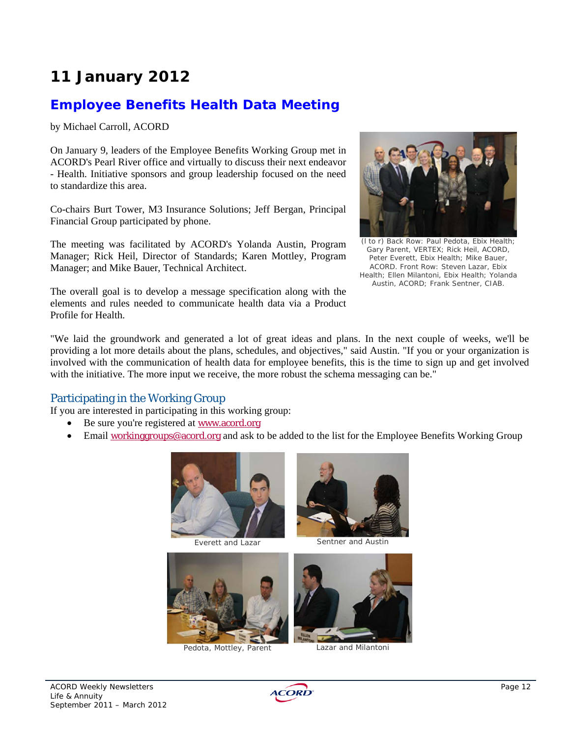# 11 January 2012

## Employee Benefits Health Data Meeting

by Michael Carroll, ACORD

On January 9, leaders of the Employee Benefits Working Group met in ACORD's Pearl River office and virtually to discuss their next endeavor - Health. Initiative sponsors and group leadership focused on the need to standardize this area.

Co-chairs Burt Tower, M3 Insurance Solutions; Jeff Bergan, Principal Financial Group participated by phone.

The meeting was facilitated by ACORD's Yolanda Austin, Program Manager; Rick Heil, Director of Standards; Karen Mottley, Program Manager; and Mike Bauer, Technical Architect.

The overall goal is to develop a message specification along with the elements and rules needed to communicate health data via a Product Profile for Health.

(l to r) Back Row: Paul Pedota, Ebix Health; Gary Parent, VERTEX; Rick Heil, ACORD, Peter Everett, Ebix Health; Mike Bauer, ACORD. Front Row: Steven Lazar, Ebix Health; Ellen Milantoni, Ebix Health; Yolanda Austin, ACORD; Frank Sentner, CIAB.

"We laid the groundwork and generated a lot of great ideas and plans. In the next couple of weeks, we'll be providing a lot more details about the plans, schedules, and objectives," said Austin. "If you or your organization is involved with the communication of health data for employee benefits, this is the time to sign up and get involved with the initiative. The more input we receive, the more robust the schema messaging can be."

### Participating in the Working Group

If you are interested in participating in this working group:

- Be sure you're registered at www.acord.org
- Email workinggroups@acord.org and ask to be added to the list for the Employee Benefits Working Group

Everett and Lazar

Sentner and Austin

Pedota, Mottley, Parent

Lazar and Milantoni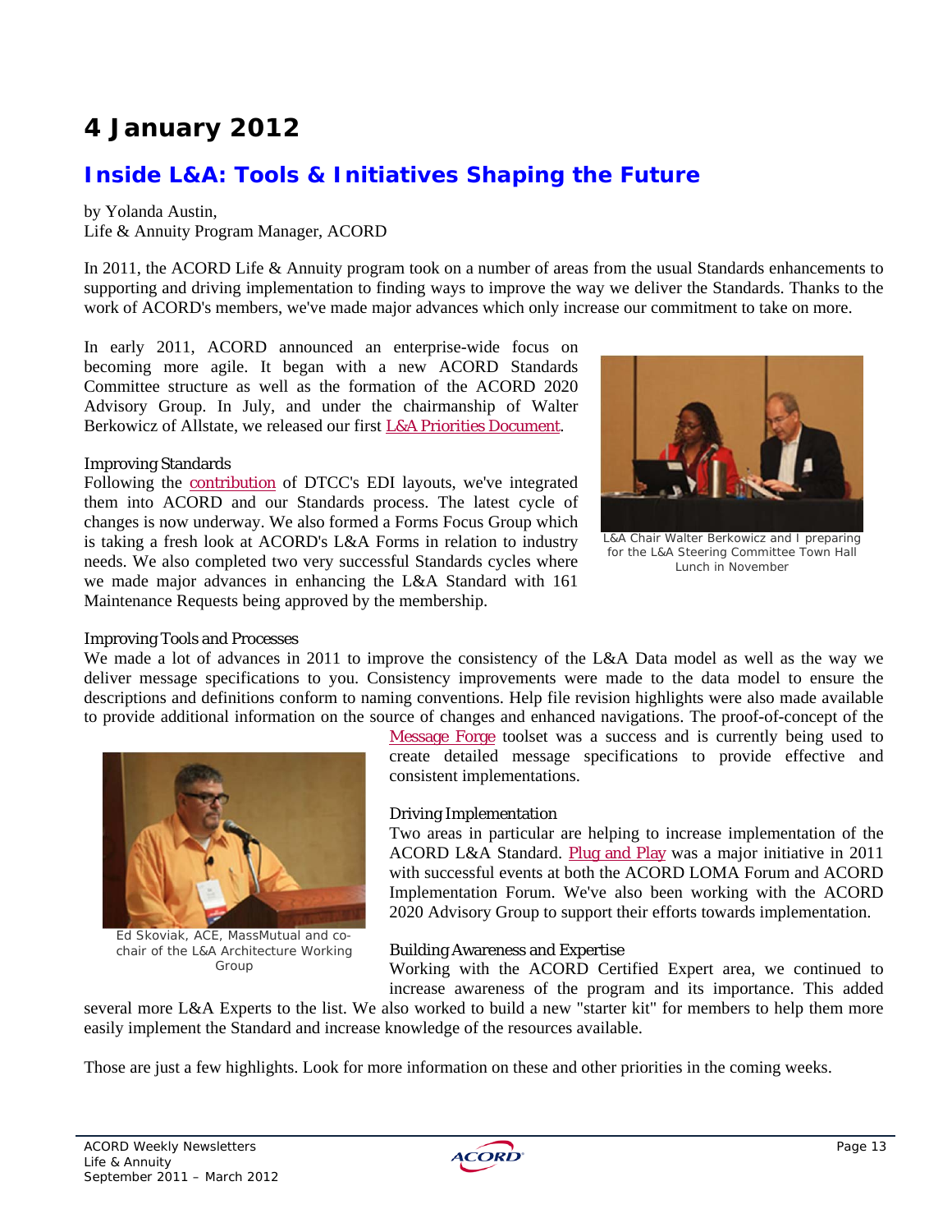# 4 January 2012

## Inside L&A: Tools & Initiatives Shaping the Future

by Yolanda Austin,
Life & Annuity Program Manager, ACORD

In 2011, the ACORD Life & Annuity program took on a number of areas from the usual Standards enhancements to supporting and driving implementation to finding ways to improve the way we deliver the Standards. Thanks to the work of ACORD's members, we've made major advances which only increase our commitment to take on more.

In early 2011, ACORD announced an enterprise-wide focus on becoming more agile. It began with a new ACORD Standards Committee structure as well as the formation of the ACORD 2020 Advisory Group. In July, and under the chairmanship of Walter Berkowicz of Allstate, we released our first L&A Priorities Document.

L&A Chair Walter Berkowicz and I preparing for the L&A Steering Committee Town Hall Lunch in November

### Improving Standards

Following the contribution of DTCC's EDI layouts, we've integrated them into ACORD and our Standards process. The latest cycle of changes is now underway. We also formed a Forms Focus Group which is taking a fresh look at ACORD's L&A Forms in relation to industry needs. We also completed two very successful Standards cycles where we made major advances in enhancing the L&A Standard with 161 Maintenance Requests being approved by the membership.

### Improving Tools and Processes

We made a lot of advances in 2011 to improve the consistency of the L&A Data model as well as the way we deliver message specifications to you. Consistency improvements were made to the data model to ensure the descriptions and definitions conform to naming conventions. Help file revision highlights were also made available to provide additional information on the source of changes and enhanced navigations. The proof-of-concept of the Message Forge toolset was a success and is currently being used to create detailed message specifications to provide effective and consistent implementations.

Ed Skoviak, ACE, MassMutual and co-chair of the L&A Architecture Working Group

### Driving Implementation

Two areas in particular are helping to increase implementation of the ACORD L&A Standard. Plug and Play was a major initiative in 2011 with successful events at both the ACORD LOMA Forum and ACORD Implementation Forum. We've also been working with the ACORD 2020 Advisory Group to support their efforts towards implementation.

### Building Awareness and Expertise

Working with the ACORD Certified Expert area, we continued to increase awareness of the program and its importance. This added several more L&A Experts to the list. We also worked to build a new "starter kit" for members to help them more easily implement the Standard and increase knowledge of the resources available.

Those are just a few highlights. Look for more information on these and other priorities in the coming weeks.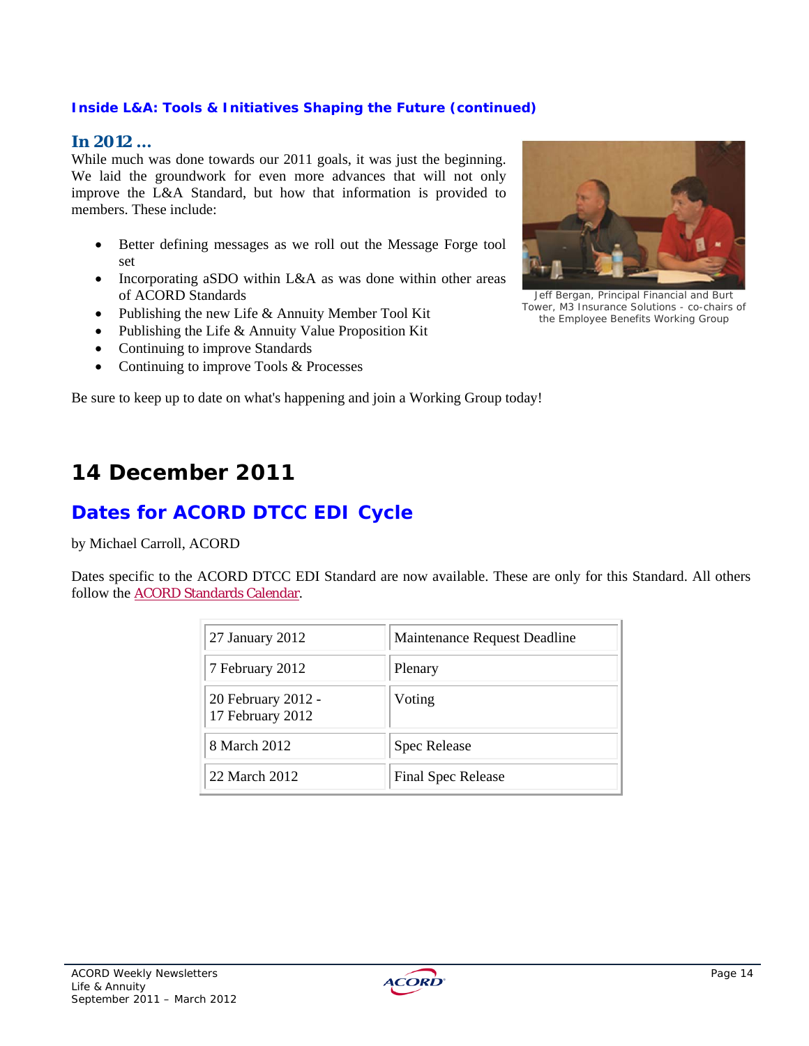**Inside L&A: Tools & Initiatives Shaping the Future (continued)**

### In 2012 ...

While much was done towards our 2011 goals, it was just the beginning. We laid the groundwork for even more advances that will not only improve the L&A Standard, but how that information is provided to members. These include:

- Better defining messages as we roll out the Message Forge tool set
- Incorporating aSDO within L&A as was done within other areas of ACORD Standards
- Publishing the new Life & Annuity Member Tool Kit
- Publishing the Life & Annuity Value Proposition Kit
- Continuing to improve Standards
- Continuing to improve Tools & Processes

Jeff Bergan, Principal Financial and Burt Tower, M3 Insurance Solutions - co-chairs of the Employee Benefits Working Group

Be sure to keep up to date on what's happening and join a Working Group today!

# 14 December 2011

## Dates for ACORD DTCC EDI Cycle

by Michael Carroll, ACORD

Dates specific to the ACORD DTCC EDI Standard are now available. These are only for this Standard. All others follow the ACORD Standards Calendar.

| | |
|---|---|
| 27 January 2012 | Maintenance Request Deadline |
| 7 February 2012 | Plenary |
| 20 February 2012 - 17 February 2012 | Voting |
| 8 March 2012 | Spec Release |
| 22 March 2012 | Final Spec Release |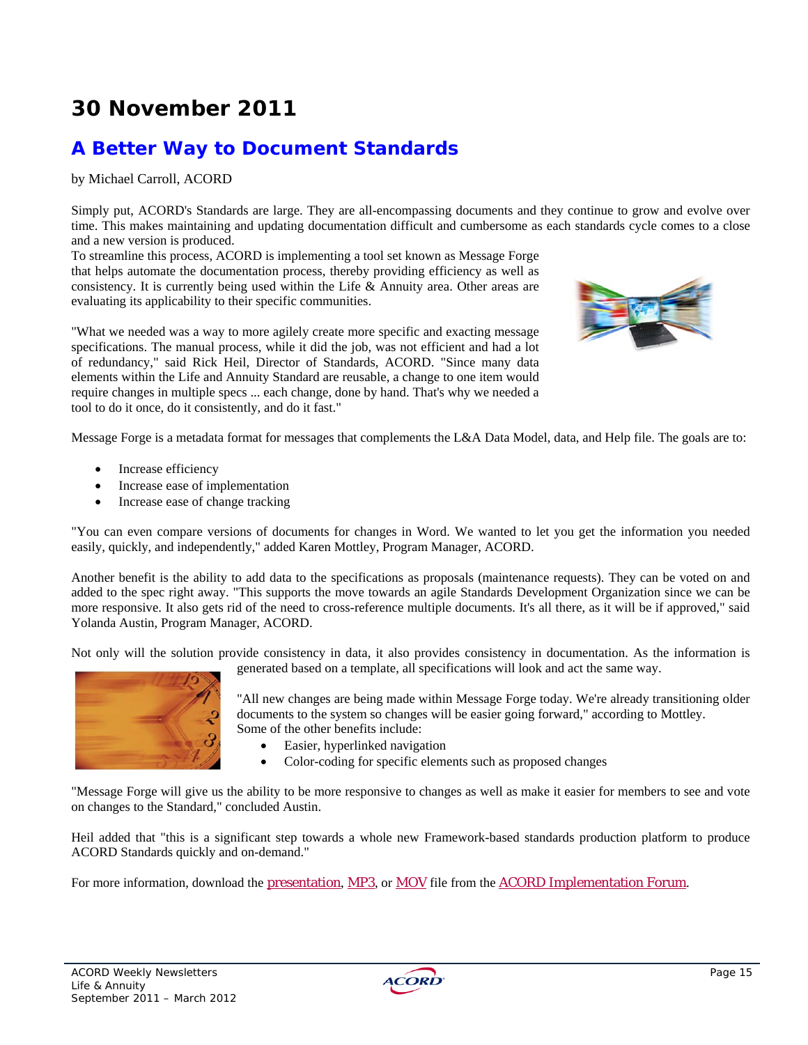# 30 November 2011

## A Better Way to Document Standards

by Michael Carroll, ACORD

Simply put, ACORD's Standards are large. They are all-encompassing documents and they continue to grow and evolve over time. This makes maintaining and updating documentation difficult and cumbersome as each standards cycle comes to a close and a new version is produced.

To streamline this process, ACORD is implementing a tool set known as Message Forge that helps automate the documentation process, thereby providing efficiency as well as consistency. It is currently being used within the Life & Annuity area. Other areas are evaluating its applicability to their specific communities.

"What we needed was a way to more agilely create more specific and exacting message specifications. The manual process, while it did the job, was not efficient and had a lot of redundancy," said Rick Heil, Director of Standards, ACORD. "Since many data elements within the Life and Annuity Standard are reusable, a change to one item would require changes in multiple specs ... each change, done by hand. That's why we needed a tool to do it once, do it consistently, and do it fast."

Message Forge is a metadata format for messages that complements the L&A Data Model, data, and Help file. The goals are to:

- Increase efficiency
- Increase ease of implementation
- Increase ease of change tracking

"You can even compare versions of documents for changes in Word. We wanted to let you get the information you needed easily, quickly, and independently," added Karen Mottley, Program Manager, ACORD.

Another benefit is the ability to add data to the specifications as proposals (maintenance requests). They can be voted on and added to the spec right away. "This supports the move towards an agile Standards Development Organization since we can be more responsive. It also gets rid of the need to cross-reference multiple documents. It's all there, as it will be if approved," said Yolanda Austin, Program Manager, ACORD.

Not only will the solution provide consistency in data, it also provides consistency in documentation. As the information is generated based on a template, all specifications will look and act the same way.

"All new changes are being made within Message Forge today. We're already transitioning older documents to the system so changes will be easier going forward," according to Mottley.

Some of the other benefits include:

- Easier, hyperlinked navigation
- Color-coding for specific elements such as proposed changes

"Message Forge will give us the ability to be more responsive to changes as well as make it easier for members to see and vote on changes to the Standard," concluded Austin.

Heil added that "this is a significant step towards a whole new Framework-based standards production platform to produce ACORD Standards quickly and on-demand."

For more information, download the presentation, MP3, or MOV file from the ACORD Implementation Forum.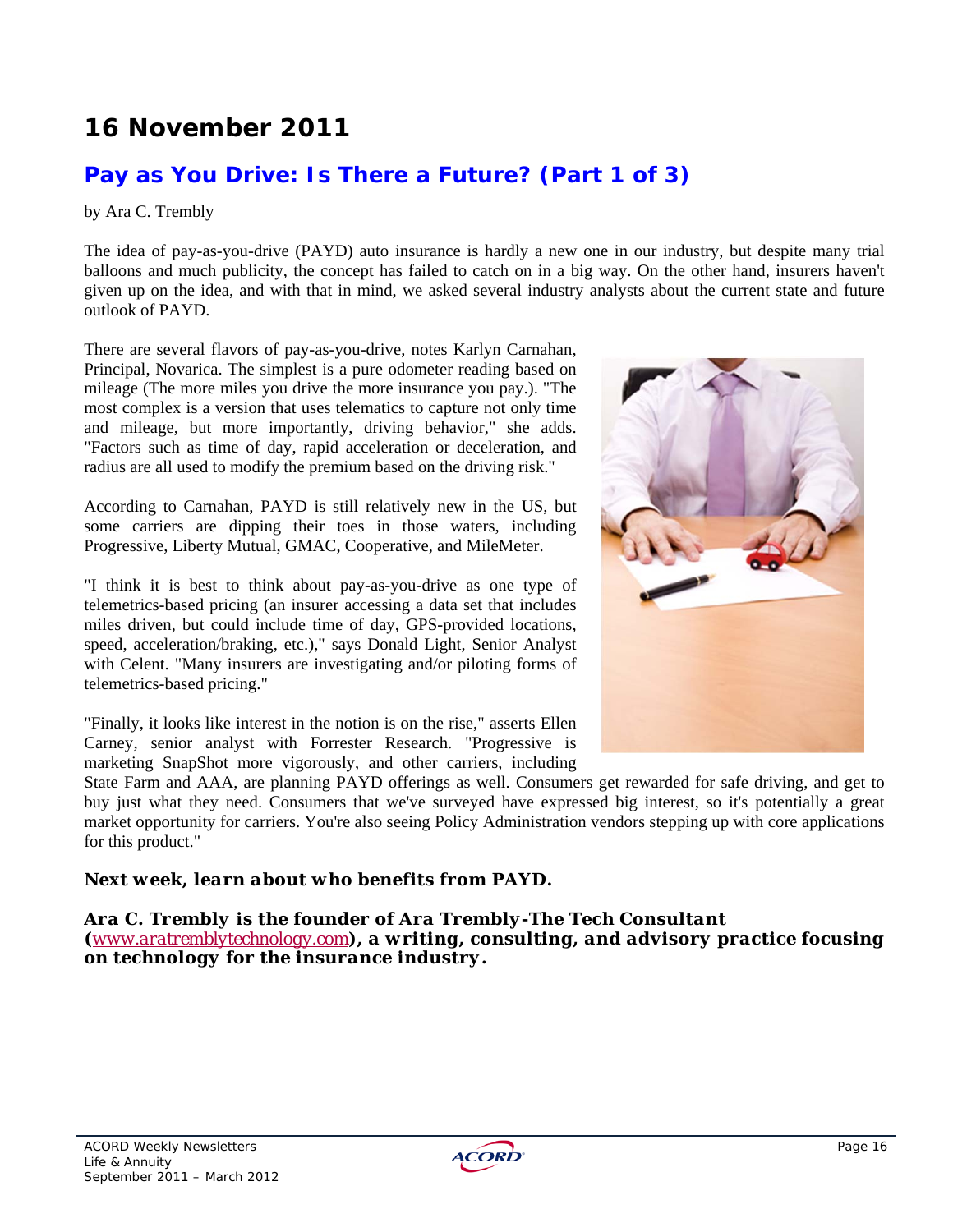# 16 November 2011

## Pay as You Drive: Is There a Future? (Part 1 of 3)

by Ara C. Trembly

The idea of pay-as-you-drive (PAYD) auto insurance is hardly a new one in our industry, but despite many trial balloons and much publicity, the concept has failed to catch on in a big way. On the other hand, insurers haven't given up on the idea, and with that in mind, we asked several industry analysts about the current state and future outlook of PAYD.

There are several flavors of pay-as-you-drive, notes Karlyn Carnahan, Principal, Novarica. The simplest is a pure odometer reading based on mileage (The more miles you drive the more insurance you pay.). "The most complex is a version that uses telematics to capture not only time and mileage, but more importantly, driving behavior," she adds. "Factors such as time of day, rapid acceleration or deceleration, and radius are all used to modify the premium based on the driving risk."

According to Carnahan, PAYD is still relatively new in the US, but some carriers are dipping their toes in those waters, including Progressive, Liberty Mutual, GMAC, Cooperative, and MileMeter.

"I think it is best to think about pay-as-you-drive as one type of telemetrics-based pricing (an insurer accessing a data set that includes miles driven, but could include time of day, GPS-provided locations, speed, acceleration/braking, etc.)," says Donald Light, Senior Analyst with Celent. "Many insurers are investigating and/or piloting forms of telemetrics-based pricing."

"Finally, it looks like interest in the notion is on the rise," asserts Ellen Carney, senior analyst with Forrester Research. "Progressive is marketing SnapShot more vigorously, and other carriers, including State Farm and AAA, are planning PAYD offerings as well. Consumers get rewarded for safe driving, and get to buy just what they need. Consumers that we've surveyed have expressed big interest, so it's potentially a great market opportunity for carriers. You're also seeing Policy Administration vendors stepping up with core applications for this product."

***Next week, learn about who benefits from PAYD.***

***Ara C. Trembly is the founder of Ara Trembly-The Tech Consultant ([www.aratremblytechnology.com](http://www.aratremblytechnology.com)), a writing, consulting, and advisory practice focusing on technology for the insurance industry.***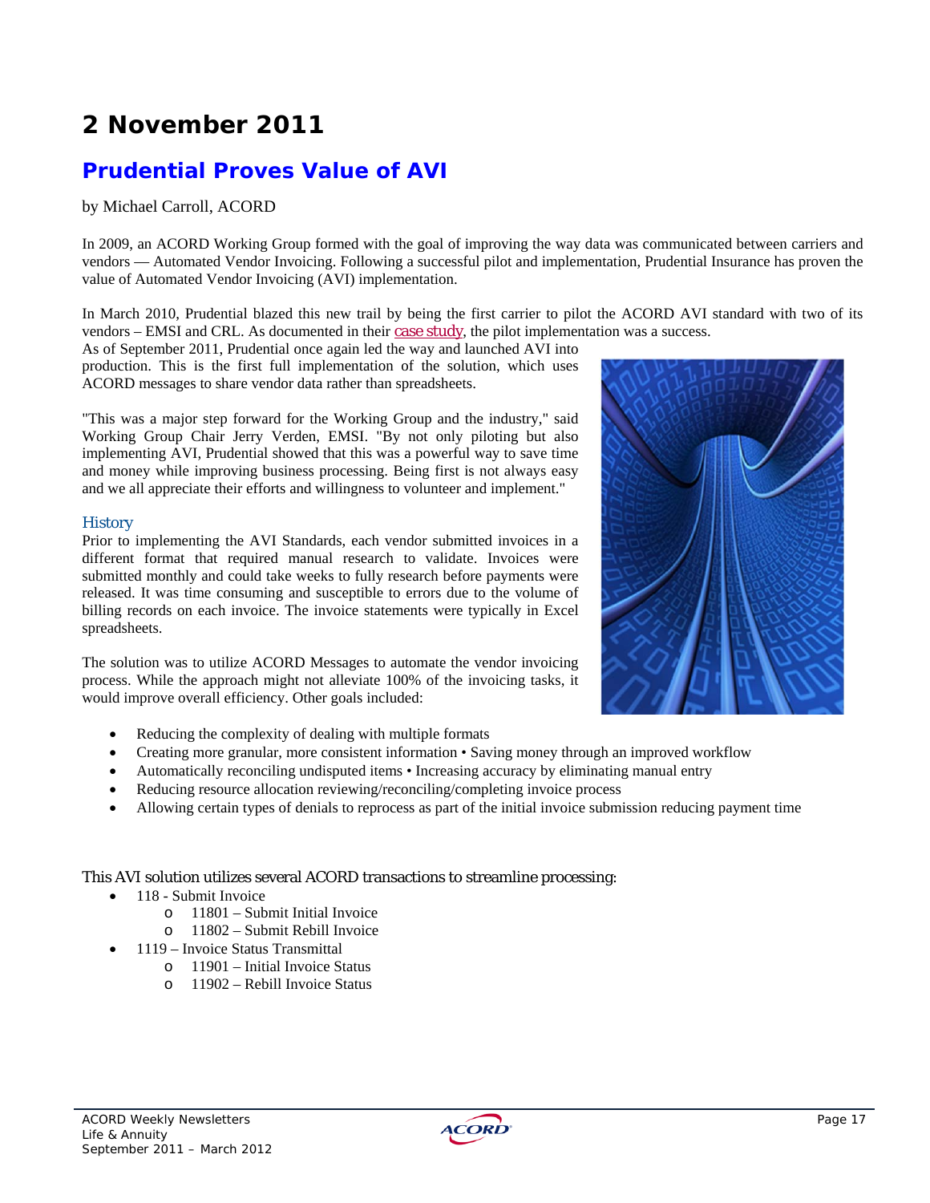# 2 November 2011

## Prudential Proves Value of AVI

by Michael Carroll, ACORD

In 2009, an ACORD Working Group formed with the goal of improving the way data was communicated between carriers and vendors — Automated Vendor Invoicing. Following a successful pilot and implementation, Prudential Insurance has proven the value of Automated Vendor Invoicing (AVI) implementation.

In March 2010, Prudential blazed this new trail by being the first carrier to pilot the ACORD AVI standard with two of its vendors – EMSI and CRL. As documented in their case study, the pilot implementation was a success.

As of September 2011, Prudential once again led the way and launched AVI into production. This is the first full implementation of the solution, which uses ACORD messages to share vendor data rather than spreadsheets.

"This was a major step forward for the Working Group and the industry," said Working Group Chair Jerry Verden, EMSI. "By not only piloting but also implementing AVI, Prudential showed that this was a powerful way to save time and money while improving business processing. Being first is not always easy and we all appreciate their efforts and willingness to volunteer and implement."

### History

Prior to implementing the AVI Standards, each vendor submitted invoices in a different format that required manual research to validate. Invoices were submitted monthly and could take weeks to fully research before payments were released. It was time consuming and susceptible to errors due to the volume of billing records on each invoice. The invoice statements were typically in Excel spreadsheets.

The solution was to utilize ACORD Messages to automate the vendor invoicing process. While the approach might not alleviate 100% of the invoicing tasks, it would improve overall efficiency. Other goals included:

- Reducing the complexity of dealing with multiple formats
- Creating more granular, more consistent information • Saving money through an improved workflow
- Automatically reconciling undisputed items • Increasing accuracy by eliminating manual entry
- Reducing resource allocation reviewing/reconciling/completing invoice process
- Allowing certain types of denials to reprocess as part of the initial invoice submission reducing payment time

This AVI solution utilizes several ACORD transactions to streamline processing:

- 118 - Submit Invoice
  - 11801 – Submit Initial Invoice
  - 11802 – Submit Rebill Invoice
- 1119 – Invoice Status Transmittal
  - 11901 – Initial Invoice Status
  - 11902 – Rebill Invoice Status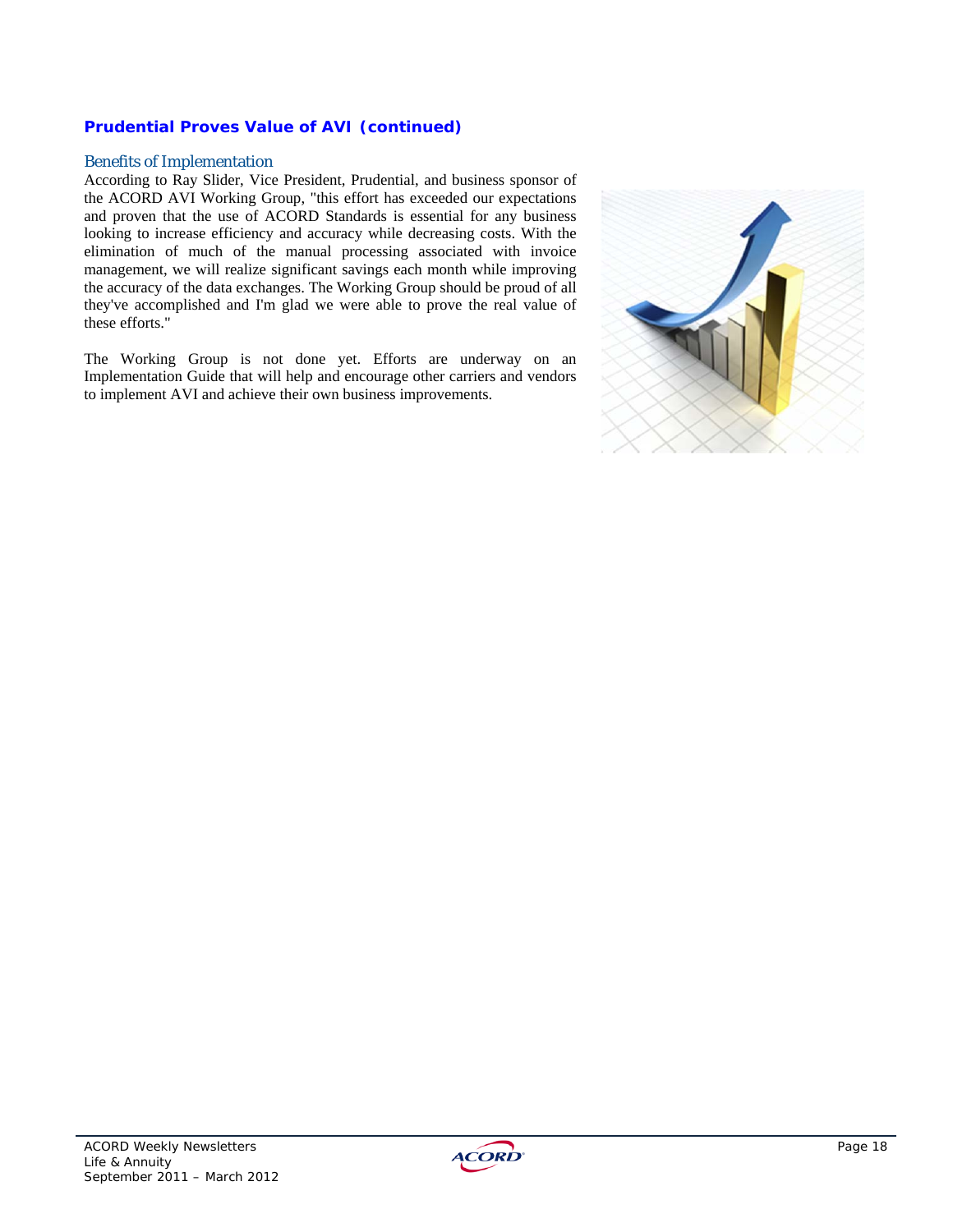## Prudential Proves Value of AVI (continued)

### Benefits of Implementation

According to Ray Slider, Vice President, Prudential, and business sponsor of the ACORD AVI Working Group, "this effort has exceeded our expectations and proven that the use of ACORD Standards is essential for any business looking to increase efficiency and accuracy while decreasing costs. With the elimination of much of the manual processing associated with invoice management, we will realize significant savings each month while improving the accuracy of the data exchanges. The Working Group should be proud of all they've accomplished and I'm glad we were able to prove the real value of these efforts."

The Working Group is not done yet. Efforts are underway on an Implementation Guide that will help and encourage other carriers and vendors to implement AVI and achieve their own business improvements.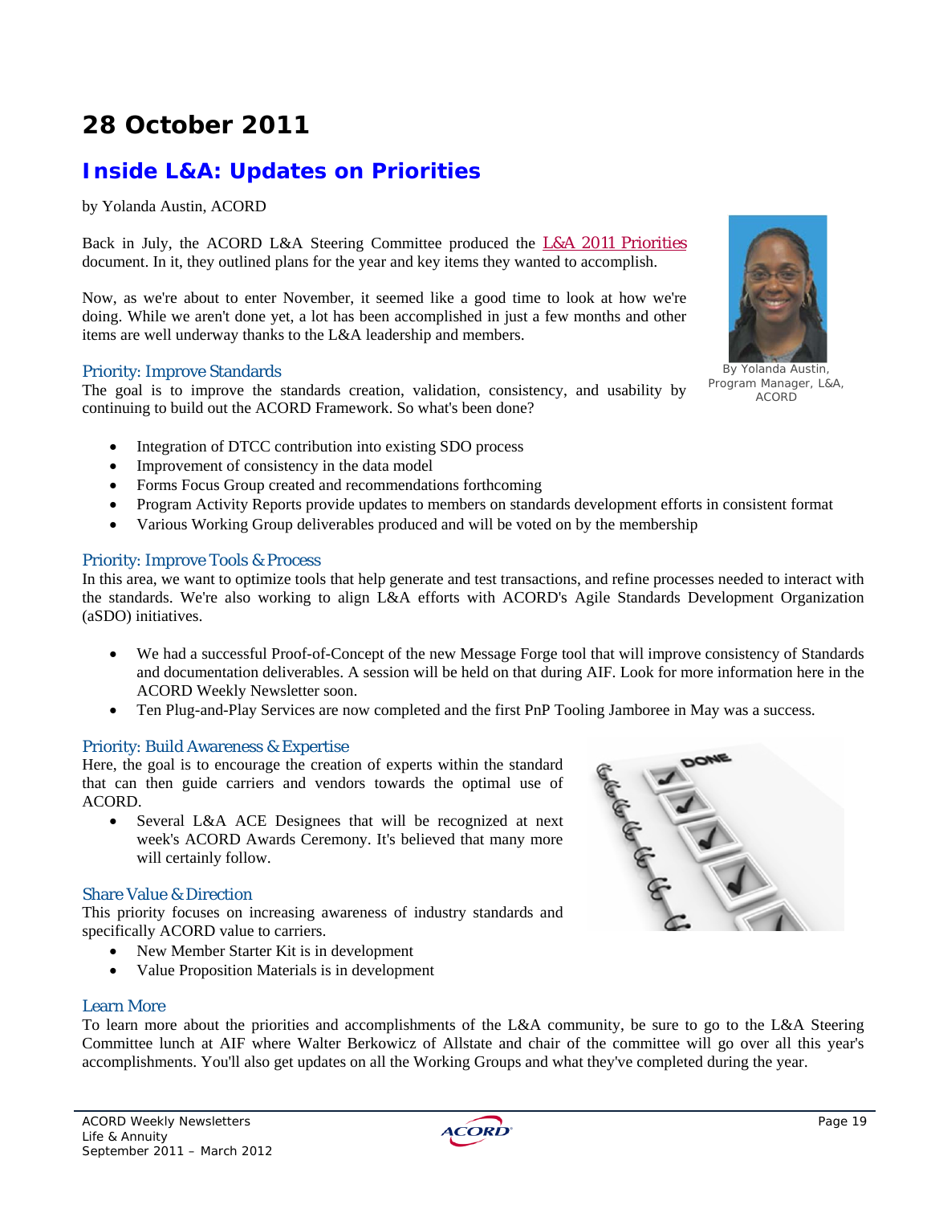# 28 October 2011

## Inside L&A: Updates on Priorities

by Yolanda Austin, ACORD

Back in July, the ACORD L&A Steering Committee produced the L&A 2011 Priorities document. In it, they outlined plans for the year and key items they wanted to accomplish.

Now, as we're about to enter November, it seemed like a good time to look at how we're doing. While we aren't done yet, a lot has been accomplished in just a few months and other items are well underway thanks to the L&A leadership and members.

By Yolanda Austin, Program Manager, L&A, ACORD

### Priority: Improve Standards

The goal is to improve the standards creation, validation, consistency, and usability by continuing to build out the ACORD Framework. So what's been done?

- Integration of DTCC contribution into existing SDO process
- Improvement of consistency in the data model
- Forms Focus Group created and recommendations forthcoming
- Program Activity Reports provide updates to members on standards development efforts in consistent format
- Various Working Group deliverables produced and will be voted on by the membership

### Priority: Improve Tools & Process

In this area, we want to optimize tools that help generate and test transactions, and refine processes needed to interact with the standards. We're also working to align L&A efforts with ACORD's Agile Standards Development Organization (aSDO) initiatives.

- We had a successful Proof-of-Concept of the new Message Forge tool that will improve consistency of Standards and documentation deliverables. A session will be held on that during AIF. Look for more information here in the ACORD Weekly Newsletter soon.
- Ten Plug-and-Play Services are now completed and the first PnP Tooling Jamboree in May was a success.

### Priority: Build Awareness & Expertise

Here, the goal is to encourage the creation of experts within the standard that can then guide carriers and vendors towards the optimal use of ACORD.

- Several L&A ACE Designees that will be recognized at next week's ACORD Awards Ceremony. It's believed that many more will certainly follow.

### Share Value & Direction

This priority focuses on increasing awareness of industry standards and specifically ACORD value to carriers.

- New Member Starter Kit is in development
- Value Proposition Materials is in development

### Learn More

To learn more about the priorities and accomplishments of the L&A community, be sure to go to the L&A Steering Committee lunch at AIF where Walter Berkowicz of Allstate and chair of the committee will go over all this year's accomplishments. You'll also get updates on all the Working Groups and what they've completed during the year.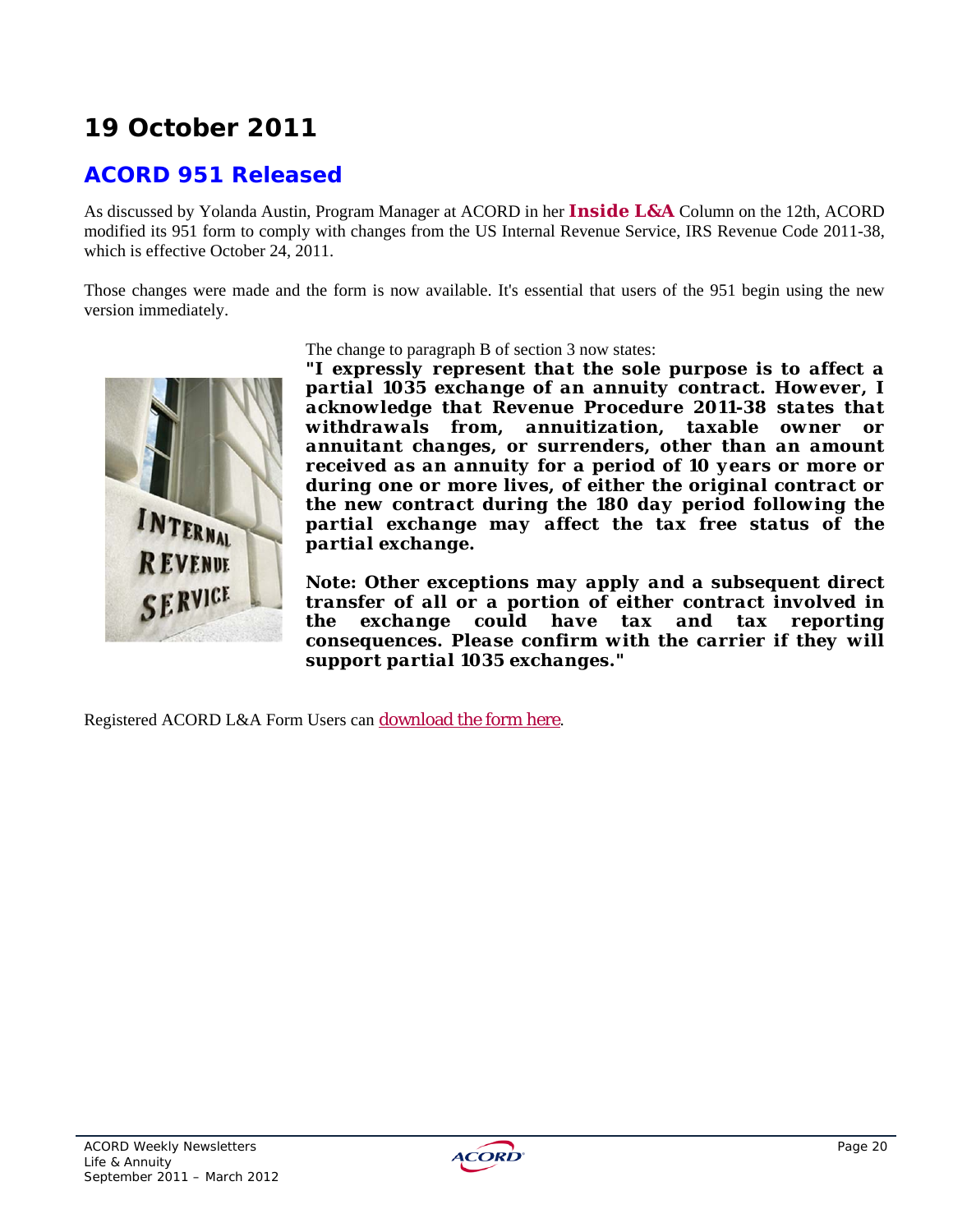# 19 October 2011

## ACORD 951 Released

As discussed by Yolanda Austin, Program Manager at ACORD in her **Inside L&A** Column on the 12th, ACORD modified its 951 form to comply with changes from the US Internal Revenue Service, IRS Revenue Code 2011-38, which is effective October 24, 2011.

Those changes were made and the form is now available. It's essential that users of the 951 begin using the new version immediately.

The change to paragraph B of section 3 now states:

**"I expressly represent that the sole purpose is to affect a partial 1035 exchange of an annuity contract. However, I acknowledge that Revenue Procedure 2011-38 states that withdrawals from, annuitization, taxable owner or annuitant changes, or surrenders, other than an amount received as an annuity for a period of 10 years or more or during one or more lives, of either the original contract or the new contract during the 180 day period following the partial exchange may affect the tax free status of the partial exchange.**

**Note: Other exceptions may apply and a subsequent direct transfer of all or a portion of either contract involved in the exchange could have tax and tax reporting consequences. Please confirm with the carrier if they will support partial 1035 exchanges."**

Registered ACORD L&A Form Users can download the form here.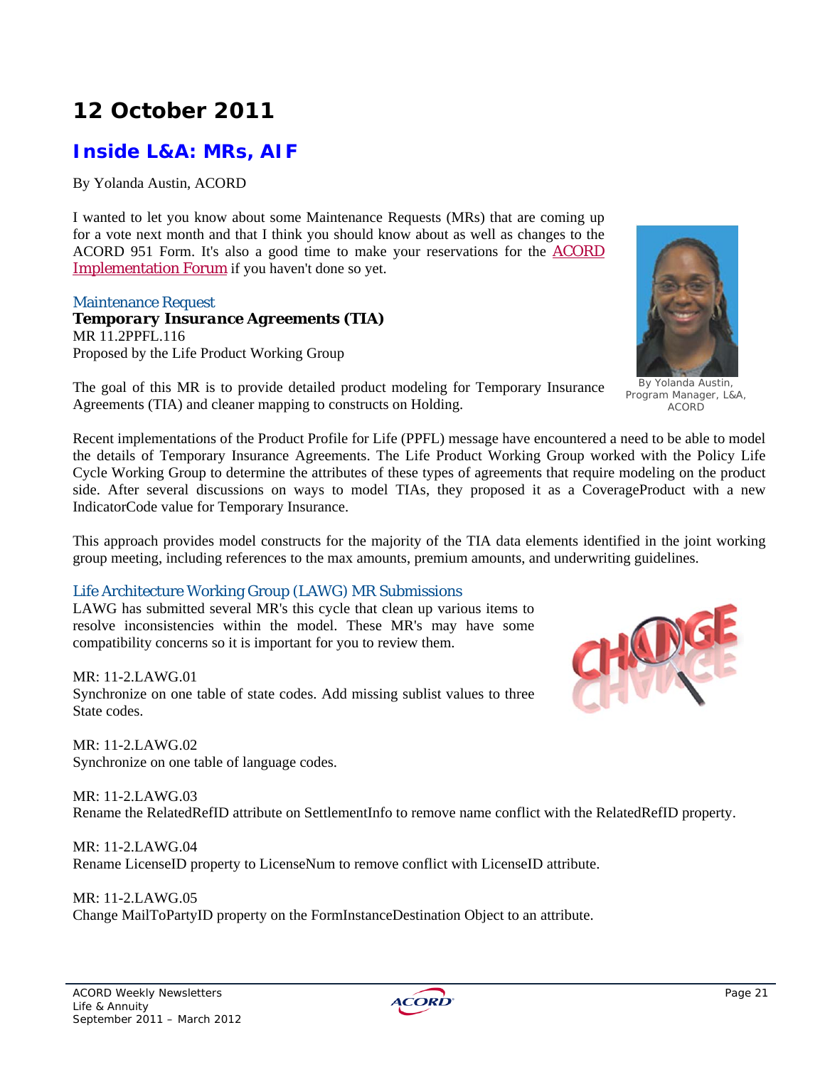# 12 October 2011

## Inside L&A: MRs, AIF

By Yolanda Austin, ACORD

I wanted to let you know about some Maintenance Requests (MRs) that are coming up for a vote next month and that I think you should know about as well as changes to the ACORD 951 Form. It's also a good time to make your reservations for the ACORD Implementation Forum if you haven't done so yet.

By Yolanda Austin, Program Manager, L&A, ACORD

### Maintenance Request

***Temporary Insurance Agreements (TIA)***

MR 11.2PPFL.116

Proposed by the Life Product Working Group

The goal of this MR is to provide detailed product modeling for Temporary Insurance Agreements (TIA) and cleaner mapping to constructs on Holding.

Recent implementations of the Product Profile for Life (PPFL) message have encountered a need to be able to model the details of Temporary Insurance Agreements. The Life Product Working Group worked with the Policy Life Cycle Working Group to determine the attributes of these types of agreements that require modeling on the product side. After several discussions on ways to model TIAs, they proposed it as a CoverageProduct with a new IndicatorCode value for Temporary Insurance.

This approach provides model constructs for the majority of the TIA data elements identified in the joint working group meeting, including references to the max amounts, premium amounts, and underwriting guidelines.

### Life Architecture Working Group (LAWG) MR Submissions

LAWG has submitted several MR's this cycle that clean up various items to resolve inconsistencies within the model. These MR's may have some compatibility concerns so it is important for you to review them.

MR: 11-2.LAWG.01

Synchronize on one table of state codes. Add missing sublist values to three State codes.

MR: 11-2.LAWG.02

Synchronize on one table of language codes.

MR: 11-2.LAWG.03

Rename the RelatedRefID attribute on SettlementInfo to remove name conflict with the RelatedRefID property.

MR: 11-2.LAWG.04

Rename LicenseID property to LicenseNum to remove conflict with LicenseID attribute.

MR: 11-2.LAWG.05

Change MailToPartyID property on the FormInstanceDestination Object to an attribute.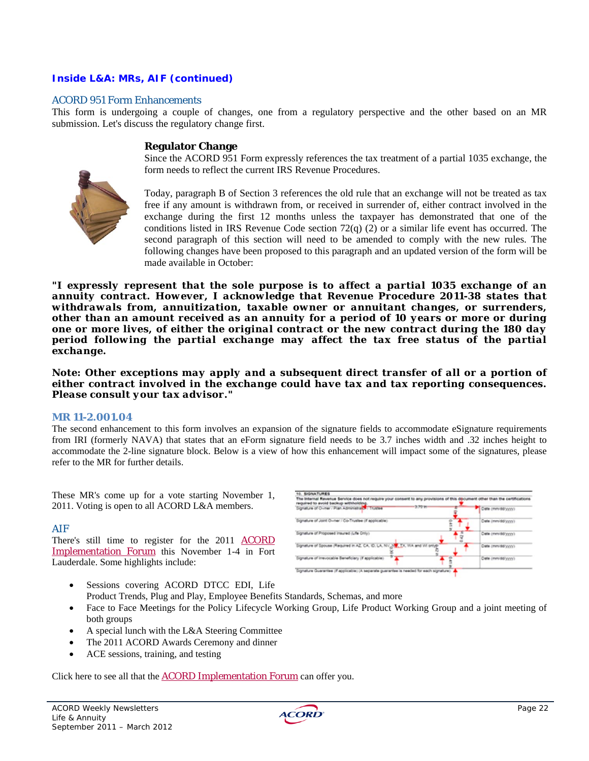**Inside L&A: MRs, AIF (continued)**

## ACORD 951 Form Enhancements

This form is undergoing a couple of changes, one from a regulatory perspective and the other based on an MR submission. Let's discuss the regulatory change first.

### Regulator Change

Since the ACORD 951 Form expressly references the tax treatment of a partial 1035 exchange, the form needs to reflect the current IRS Revenue Procedures.

Today, paragraph B of Section 3 references the old rule that an exchange will not be treated as tax free if any amount is withdrawn from, or received in surrender of, either contract involved in the exchange during the first 12 months unless the taxpayer has demonstrated that one of the conditions listed in IRS Revenue Code section 72(q) (2) or a similar life event has occurred. The second paragraph of this section will need to be amended to comply with the new rules. The following changes have been proposed to this paragraph and an updated version of the form will be made available in October:

**"I expressly represent that the sole purpose is to affect a partial 1035 exchange of an annuity contract. However, I acknowledge that Revenue Procedure 2011-38 states that withdrawals from, annuitization, taxable owner or annuitant changes, or surrenders, other than an amount received as an annuity for a period of 10 years or more or during one or more lives, of either the original contract or the new contract during the 180 day period following the partial exchange may affect the tax free status of the partial exchange.**

**Note: Other exceptions may apply and a subsequent direct transfer of all or a portion of either contract involved in the exchange could have tax and tax reporting consequences. Please consult your tax advisor."**

## MR 11-2.001.04

The second enhancement to this form involves an expansion of the signature fields to accommodate eSignature requirements from IRI (formerly NAVA) that states that an eForm signature field needs to be 3.7 inches width and .32 inches height to accommodate the 2-line signature block. Below is a view of how this enhancement will impact some of the signatures, please refer to the MR for further details.

These MR's come up for a vote starting November 1, 2011. Voting is open to all ACORD L&A members.

## AIF

There's still time to register for the 2011 ACORD Implementation Forum this November 1-4 in Fort Lauderdale. Some highlights include:

- Sessions covering ACORD DTCC EDI, Life Product Trends, Plug and Play, Employee Benefits Standards, Schemas, and more
- Face to Face Meetings for the Policy Lifecycle Working Group, Life Product Working Group and a joint meeting of both groups
- A special lunch with the L&A Steering Committee
- The 2011 ACORD Awards Ceremony and dinner
- ACE sessions, training, and testing

Click here to see all that the ACORD Implementation Forum can offer you.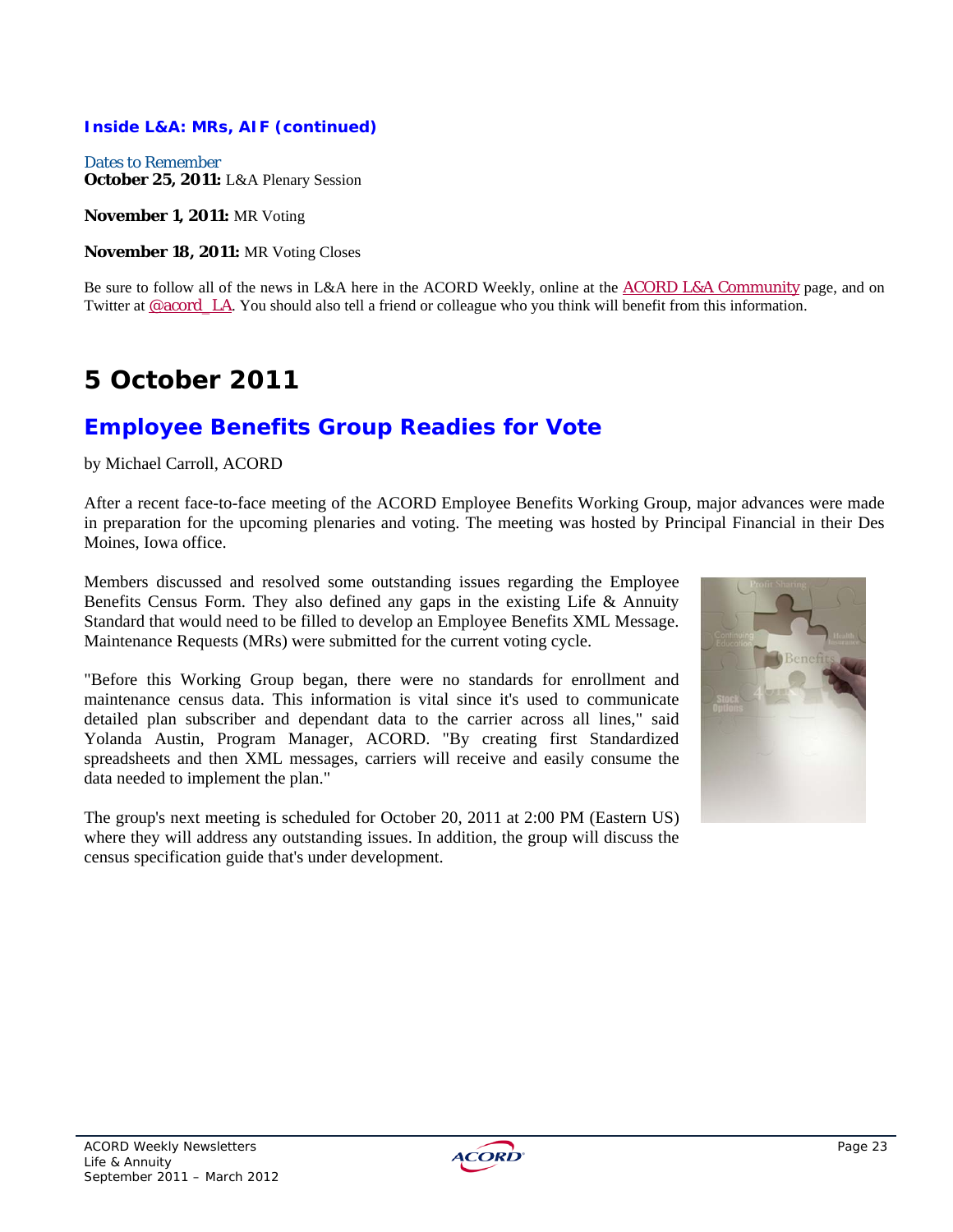### Inside L&A: MRs, AIF (continued)

Dates to Remember

**October 25, 2011:** L&A Plenary Session

**November 1, 2011:** MR Voting

**November 18, 2011:** MR Voting Closes

Be sure to follow all of the news in L&A here in the ACORD Weekly, online at the ACORD L&A Community page, and on Twitter at @acord_LA. You should also tell a friend or colleague who you think will benefit from this information.

# 5 October 2011

## Employee Benefits Group Readies for Vote

by Michael Carroll, ACORD

After a recent face-to-face meeting of the ACORD Employee Benefits Working Group, major advances were made in preparation for the upcoming plenaries and voting. The meeting was hosted by Principal Financial in their Des Moines, Iowa office.

Members discussed and resolved some outstanding issues regarding the Employee Benefits Census Form. They also defined any gaps in the existing Life & Annuity Standard that would need to be filled to develop an Employee Benefits XML Message. Maintenance Requests (MRs) were submitted for the current voting cycle.

"Before this Working Group began, there were no standards for enrollment and maintenance census data. This information is vital since it's used to communicate detailed plan subscriber and dependant data to the carrier across all lines," said Yolanda Austin, Program Manager, ACORD. "By creating first Standardized spreadsheets and then XML messages, carriers will receive and easily consume the data needed to implement the plan."

The group's next meeting is scheduled for October 20, 2011 at 2:00 PM (Eastern US) where they will address any outstanding issues. In addition, the group will discuss the census specification guide that's under development.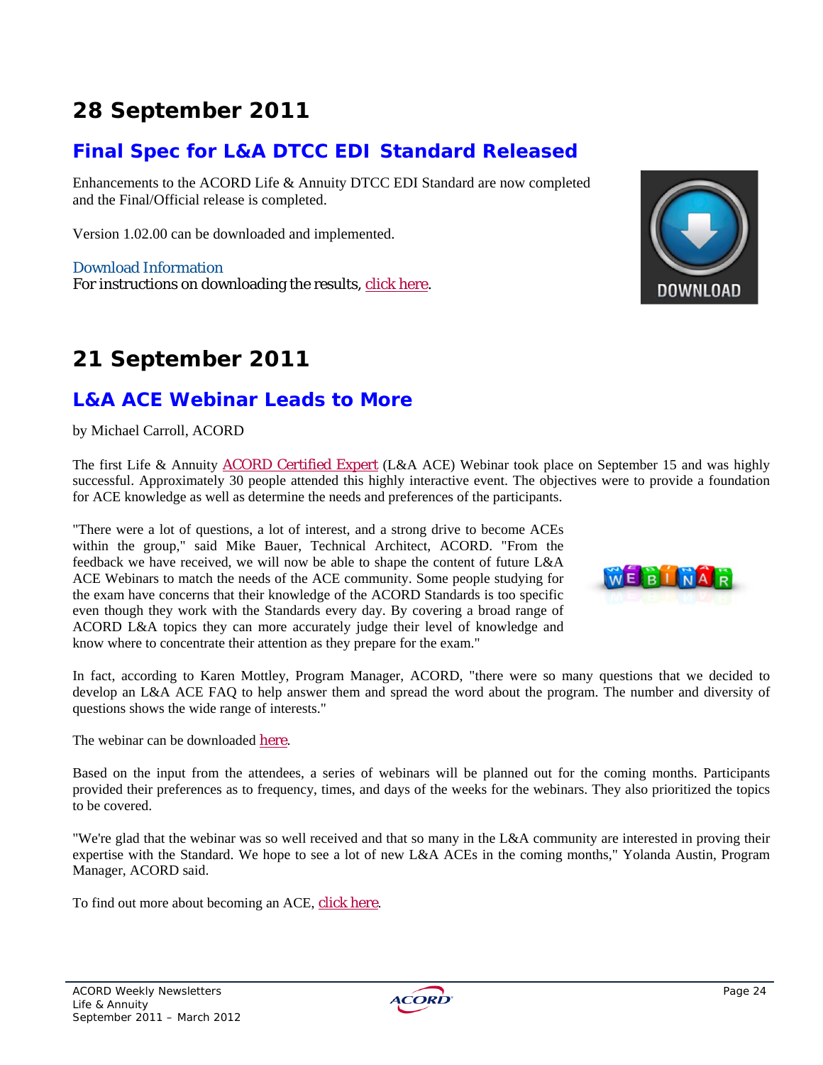# 28 September 2011

## Final Spec for L&A DTCC EDI Standard Released

Enhancements to the ACORD Life & Annuity DTCC EDI Standard are now completed and the Final/Official release is completed.

Version 1.02.00 can be downloaded and implemented.

Download Information
For instructions on downloading the results, click here.

# 21 September 2011

## L&A ACE Webinar Leads to More

by Michael Carroll, ACORD

The first Life & Annuity ACORD Certified Expert (L&A ACE) Webinar took place on September 15 and was highly successful. Approximately 30 people attended this highly interactive event. The objectives were to provide a foundation for ACE knowledge as well as determine the needs and preferences of the participants.

"There were a lot of questions, a lot of interest, and a strong drive to become ACEs within the group," said Mike Bauer, Technical Architect, ACORD. "From the feedback we have received, we will now be able to shape the content of future L&A ACE Webinars to match the needs of the ACE community. Some people studying for the exam have concerns that their knowledge of the ACORD Standards is too specific even though they work with the Standards every day. By covering a broad range of ACORD L&A topics they can more accurately judge their level of knowledge and know where to concentrate their attention as they prepare for the exam."

In fact, according to Karen Mottley, Program Manager, ACORD, "there were so many questions that we decided to develop an L&A ACE FAQ to help answer them and spread the word about the program. The number and diversity of questions shows the wide range of interests."

The webinar can be downloaded here.

Based on the input from the attendees, a series of webinars will be planned out for the coming months. Participants provided their preferences as to frequency, times, and days of the weeks for the webinars. They also prioritized the topics to be covered.

"We're glad that the webinar was so well received and that so many in the L&A community are interested in proving their expertise with the Standard. We hope to see a lot of new L&A ACEs in the coming months," Yolanda Austin, Program Manager, ACORD said.

To find out more about becoming an ACE, click here.